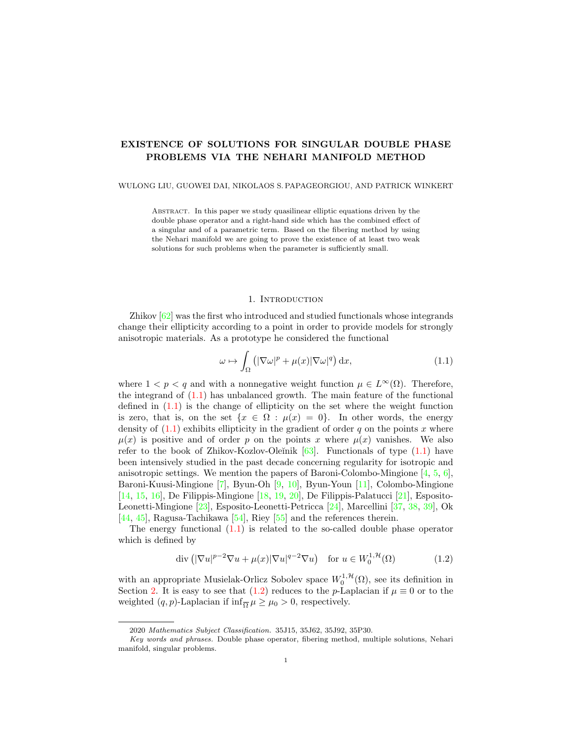# EXISTENCE OF SOLUTIONS FOR SINGULAR DOUBLE PHASE PROBLEMS VIA THE NEHARI MANIFOLD METHOD

WULONG LIU, GUOWEI DAI, NIKOLAOS S. PAPAGEORGIOU, AND PATRICK WINKERT

Abstract. In this paper we study quasilinear elliptic equations driven by the double phase operator and a right-hand side which has the combined effect of a singular and of a parametric term. Based on the fibering method by using the Nehari manifold we are going to prove the existence of at least two weak solutions for such problems when the parameter is sufficiently small.

## 1. Introduction

Zhikov [62] was the first who introduced and studied functionals whose integrands change their ellipticity according to a point in order to provide models for strongly anisotropic materials. As a prototype he considered the functional

$$\omega \mapsto \int_\Omega \left(|\nabla \omega|^p + \mu(x)|\nabla \omega|^q\right) \mathrm{d}x, \tag{1.1}$$

where $1 < p < q$ and with a nonnegative weight function $\mu \in L^\infty(\Omega)$. Therefore, the integrand of (1.1) has unbalanced growth. The main feature of the functional defined in (1.1) is the change of ellipticity on the set where the weight function is zero, that is, on the set $\{x \in \Omega : \mu(x) = 0\}$. In other words, the energy density of (1.1) exhibits ellipticity in the gradient of order $q$ on the points $x$ where $\mu(x)$ is positive and of order $p$ on the points $x$ where $\mu(x)$ vanishes. We also refer to the book of Zhikov-Kozlov-Oleĭnik [63]. Functionals of type (1.1) have been intensively studied in the past decade concerning regularity for isotropic and anisotropic settings. We mention the papers of Baroni-Colombo-Mingione [4, 5, 6], Baroni-Kuusi-Mingione [7], Byun-Oh [9, 10], Byun-Youn [11], Colombo-Mingione [14, 15, 16], De Filippis-Mingione [18, 19, 20], De Filippis-Palatucci [21], Esposito-Leonetti-Mingione [23], Esposito-Leonetti-Petricca [24], Marcellini [37, 38, 39], Ok [44, 45], Ragusa-Tachikawa [54], Riey [55] and the references therein.

The energy functional (1.1) is related to the so-called double phase operator which is defined by

$$\operatorname{div}\left(|\nabla u|^{p-2}\nabla u + \mu(x)|\nabla u|^{q-2}\nabla u\right) \quad \text{for } u \in W_0^{1,\mathcal{H}}(\Omega) \tag{1.2}$$

with an appropriate Musielak-Orlicz Sobolev space $W_0^{1,\mathcal{H}}(\Omega)$, see its definition in Section 2. It is easy to see that (1.2) reduces to the $p$-Laplacian if $\mu \equiv 0$ or to the weighted $(q,p)$-Laplacian if $\inf_{\overline{\Omega}} \mu \geq \mu_0 > 0$, respectively.

---

2020 *Mathematics Subject Classification.* 35J15, 35J62, 35J92, 35P30.

*Key words and phrases.* Double phase operator, fibering method, multiple solutions, Nehari manifold, singular problems.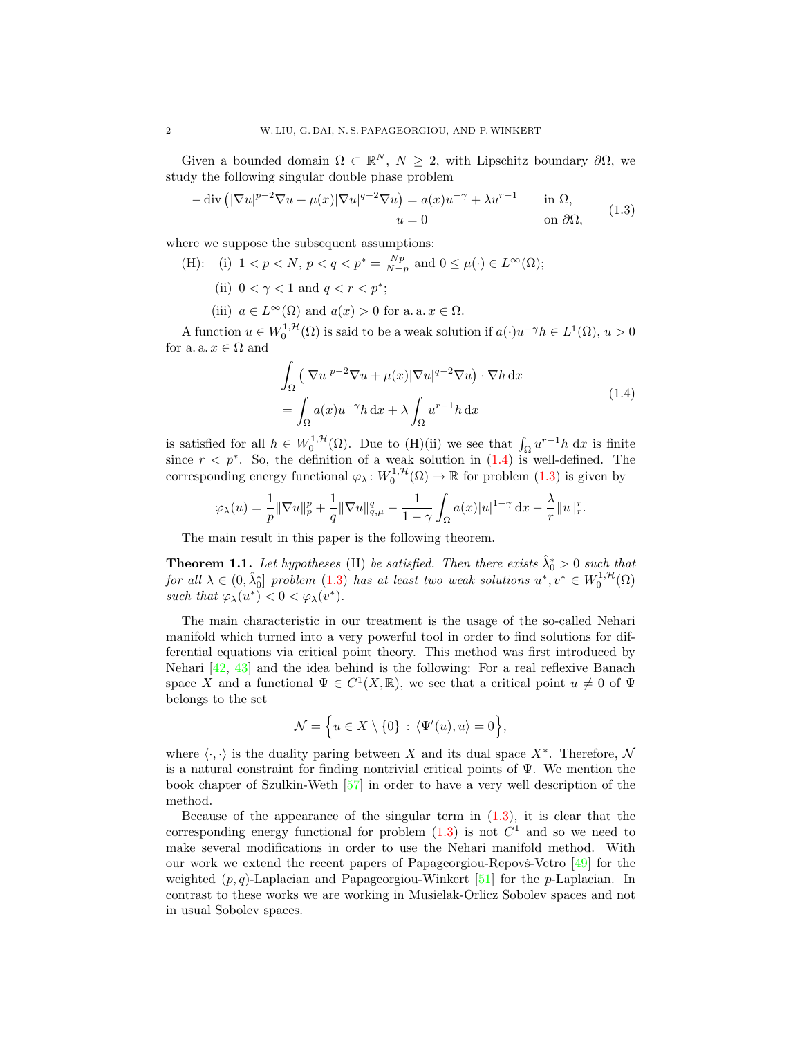Given a bounded domain $\Omega \subset \mathbb{R}^N$, $N \geq 2$, with Lipschitz boundary $\partial\Omega$, we study the following singular double phase problem

$$
\begin{aligned}
-\operatorname{div}\left(|\nabla u|^{p-2}\nabla u + \mu(x)|\nabla u|^{q-2}\nabla u\right) &= a(x)u^{-\gamma} + \lambda u^{r-1} \qquad && \text{in } \Omega,\\
u &= 0 && \text{on } \partial\Omega,
\end{aligned}
\tag{1.3}
$$

where we suppose the subsequent assumptions:

(H): (i) $1 < p < N$, $p < q < p^* = \frac{Np}{N-p}$ and $0 \leq \mu(\cdot) \in L^\infty(\Omega)$;

(ii) $0 < \gamma < 1$ and $q < r < p^*$;

(iii) $a \in L^\infty(\Omega)$ and $a(x) > 0$ for a. a. $x \in \Omega$.

A function $u \in W_0^{1,\mathcal{H}}(\Omega)$ is said to be a weak solution if $a(\cdot)u^{-\gamma}h \in L^1(\Omega)$, $u > 0$ for a. a. $x \in \Omega$ and

$$
\begin{aligned}
&\int_\Omega \left(|\nabla u|^{p-2}\nabla u + \mu(x)|\nabla u|^{q-2}\nabla u\right) \cdot \nabla h \,\mathrm{d}x\\
&= \int_\Omega a(x)u^{-\gamma}h \,\mathrm{d}x + \lambda \int_\Omega u^{r-1}h \,\mathrm{d}x
\end{aligned}
\tag{1.4}
$$

is satisfied for all $h \in W_0^{1,\mathcal{H}}(\Omega)$. Due to (H)(ii) we see that $\int_\Omega u^{r-1}h \,\mathrm{d}x$ is finite since $r < p^*$. So, the definition of a weak solution in (1.4) is well-defined. The corresponding energy functional $\varphi_\lambda \colon W_0^{1,\mathcal{H}}(\Omega) \to \mathbb{R}$ for problem (1.3) is given by

$$
\varphi_\lambda(u) = \frac{1}{p}\|\nabla u\|_p^p + \frac{1}{q}\|\nabla u\|_{q,\mu}^q - \frac{1}{1-\gamma}\int_\Omega a(x)|u|^{1-\gamma}\,\mathrm{d}x - \frac{\lambda}{r}\|u\|_r^r.
$$

The main result in this paper is the following theorem.

**Theorem 1.1.** *Let hypotheses* (H) *be satisfied. Then there exists $\hat{\lambda}_0^* > 0$ such that for all $\lambda \in (0, \hat{\lambda}_0^*]$ problem* (1.3) *has at least two weak solutions $u^*, v^* \in W_0^{1,\mathcal{H}}(\Omega)$ such that $\varphi_\lambda(u^*) < 0 < \varphi_\lambda(v^*)$.*

The main characteristic in our treatment is the usage of the so-called Nehari manifold which turned into a very powerful tool in order to find solutions for differential equations via critical point theory. This method was first introduced by Nehari [42, 43] and the idea behind is the following: For a real reflexive Banach space $X$ and a functional $\Psi \in C^1(X, \mathbb{R})$, we see that a critical point $u \neq 0$ of $\Psi$ belongs to the set

$$
\mathcal{N} = \left\{u \in X \setminus \{0\} \,:\, \langle \Psi'(u), u\rangle = 0\right\},
$$

where $\langle \cdot, \cdot \rangle$ is the duality paring between $X$ and its dual space $X^*$. Therefore, $\mathcal{N}$ is a natural constraint for finding nontrivial critical points of $\Psi$. We mention the book chapter of Szulkin-Weth [57] in order to have a very well description of the method.

Because of the appearance of the singular term in (1.3), it is clear that the corresponding energy functional for problem (1.3) is not $C^1$ and so we need to make several modifications in order to use the Nehari manifold method. With our work we extend the recent papers of Papageorgiou-Repovš-Vetro [49] for the weighted $(p, q)$-Laplacian and Papageorgiou-Winkert [51] for the $p$-Laplacian. In contrast to these works we are working in Musielak-Orlicz Sobolev spaces and not in usual Sobolev spaces.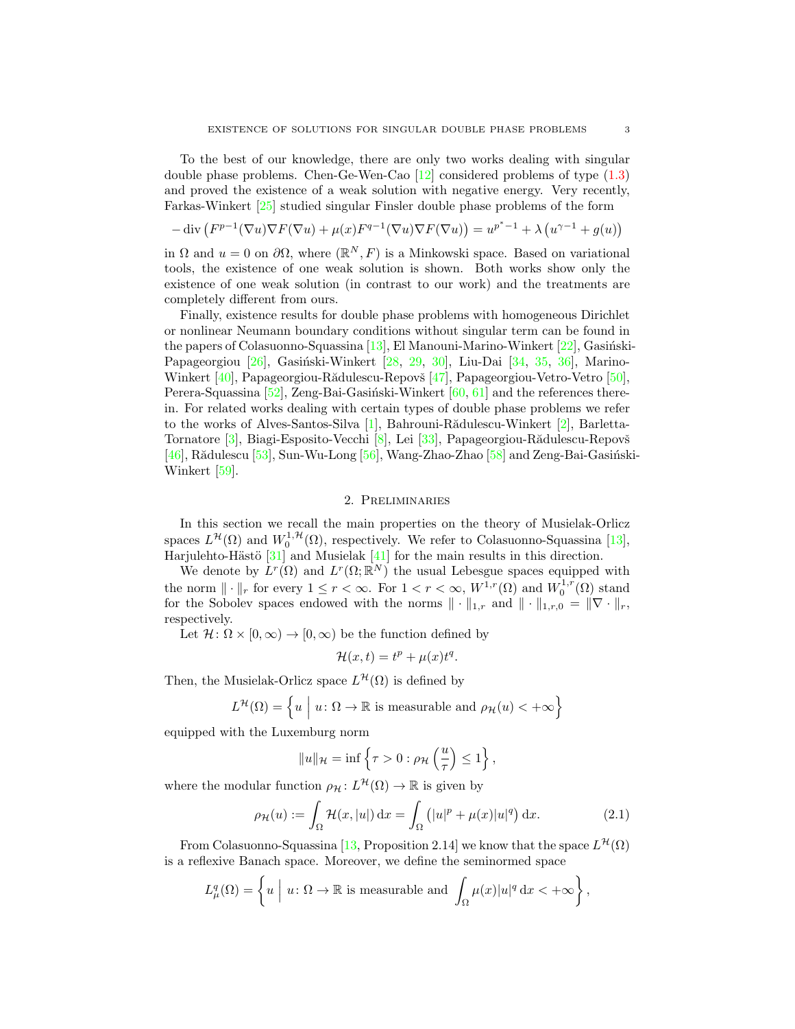To the best of our knowledge, there are only two works dealing with singular double phase problems. Chen-Ge-Wen-Cao [12] considered problems of type (1.3) and proved the existence of a weak solution with negative energy. Very recently, Farkas-Winkert [25] studied singular Finsler double phase problems of the form

$$-\operatorname{div}\left(F^{p-1}(\nabla u)\nabla F(\nabla u)+\mu(x)F^{q-1}(\nabla u)\nabla F(\nabla u)\right)=u^{p^*-1}+\lambda\left(u^{\gamma-1}+g(u)\right)$$

in $\Omega$ and $u=0$ on $\partial\Omega$, where $(\mathbb{R}^N,F)$ is a Minkowski space. Based on variational tools, the existence of one weak solution is shown. Both works show only the existence of one weak solution (in contrast to our work) and the treatments are completely different from ours.

Finally, existence results for double phase problems with homogeneous Dirichlet or nonlinear Neumann boundary conditions without singular term can be found in the papers of Colasuonno-Squassina [13], El Manouni-Marino-Winkert [22], Gasiński-Papageorgiou [26], Gasiński-Winkert [28, 29, 30], Liu-Dai [34, 35, 36], Marino-Winkert [40], Papageorgiou-Rădulescu-Repovš [47], Papageorgiou-Vetro-Vetro [50], Perera-Squassina [52], Zeng-Bai-Gasiński-Winkert [60, 61] and the references therein. For related works dealing with certain types of double phase problems we refer to the works of Alves-Santos-Silva [1], Bahrouni-Rădulescu-Winkert [2], Barletta-Tornatore [3], Biagi-Esposito-Vecchi [8], Lei [33], Papageorgiou-Rădulescu-Repovš [46], Rădulescu [53], Sun-Wu-Long [56], Wang-Zhao-Zhao [58] and Zeng-Bai-Gasiński-Winkert [59].

## 2. Preliminaries

In this section we recall the main properties on the theory of Musielak-Orlicz spaces $L^{\mathcal{H}}(\Omega)$ and $W_0^{1,\mathcal{H}}(\Omega)$, respectively. We refer to Colasuonno-Squassina [13], Harjulehto-Hästö [31] and Musielak [41] for the main results in this direction.

We denote by $L^r(\Omega)$ and $L^r(\Omega;\mathbb{R}^N)$ the usual Lebesgue spaces equipped with the norm $\|\cdot\|_r$ for every $1\le r<\infty$. For $1<r<\infty$, $W^{1,r}(\Omega)$ and $W_0^{1,r}(\Omega)$ stand for the Sobolev spaces endowed with the norms $\|\cdot\|_{1,r}$ and $\|\cdot\|_{1,r,0}=\|\nabla\cdot\|_r$, respectively.

Let $\mathcal{H}\colon\Omega\times[0,\infty)\to[0,\infty)$ be the function defined by

$$\mathcal{H}(x,t)=t^p+\mu(x)t^q.$$

Then, the Musielak-Orlicz space $L^{\mathcal{H}}(\Omega)$ is defined by

$$L^{\mathcal{H}}(\Omega)=\left\{u \;\middle|\; u\colon\Omega\to\mathbb{R} \text{ is measurable and } \rho_{\mathcal{H}}(u)<+\infty\right\}$$

equipped with the Luxemburg norm

$$\|u\|_{\mathcal{H}}=\inf\left\{\tau>0:\rho_{\mathcal{H}}\left(\frac{u}{\tau}\right)\le 1\right\},$$

where the modular function $\rho_{\mathcal{H}}\colon L^{\mathcal{H}}(\Omega)\to\mathbb{R}$ is given by

$$\rho_{\mathcal{H}}(u):=\int_\Omega\mathcal{H}(x,|u|)\,\mathrm{d}x=\int_\Omega\left(|u|^p+\mu(x)|u|^q\right)\mathrm{d}x. \tag{2.1}$$

From Colasuonno-Squassina [13, Proposition 2.14] we know that the space $L^{\mathcal{H}}(\Omega)$ is a reflexive Banach space. Moreover, we define the seminormed space

$$L^q_\mu(\Omega)=\left\{u \;\middle|\; u\colon\Omega\to\mathbb{R} \text{ is measurable and } \int_\Omega\mu(x)|u|^q\,\mathrm{d}x<+\infty\right\},$$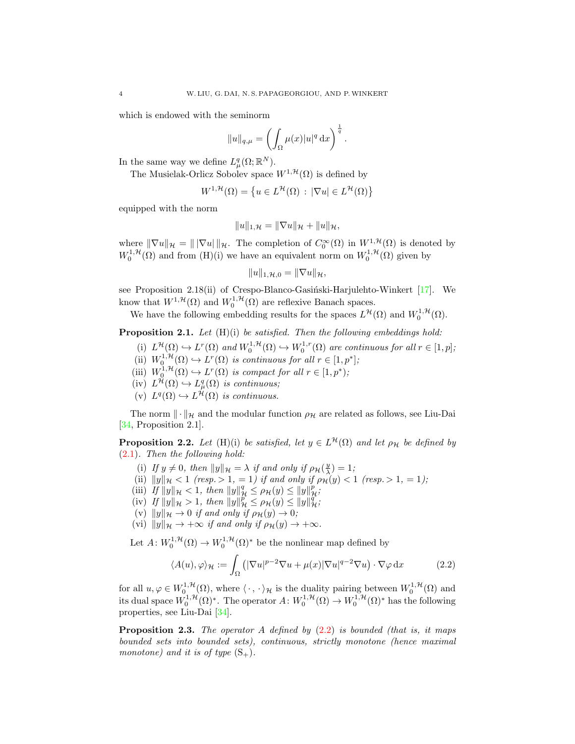which is endowed with the seminorm

$$\|u\|_{q,\mu} = \left( \int_\Omega \mu(x)|u|^q \, \mathrm{d}x \right)^{\frac{1}{q}}.$$

In the same way we define $L^q_\mu(\Omega;\mathbb{R}^N)$.

The Musielak-Orlicz Sobolev space $W^{1,\mathcal{H}}(\Omega)$ is defined by

$$W^{1,\mathcal{H}}(\Omega) = \left\{ u \in L^{\mathcal{H}}(\Omega) \, : \, |\nabla u| \in L^{\mathcal{H}}(\Omega) \right\}$$

equipped with the norm

$$\|u\|_{1,\mathcal{H}} = \|\nabla u\|_{\mathcal{H}} + \|u\|_{\mathcal{H}},$$

where $\|\nabla u\|_{\mathcal{H}} = \| \, |\nabla u| \, \|_{\mathcal{H}}$. The completion of $C_0^\infty(\Omega)$ in $W^{1,\mathcal{H}}(\Omega)$ is denoted by $W^{1,\mathcal{H}}_0(\Omega)$ and from (H)(i) we have an equivalent norm on $W^{1,\mathcal{H}}_0(\Omega)$ given by

$$\|u\|_{1,\mathcal{H},0} = \|\nabla u\|_{\mathcal{H}},$$

see Proposition 2.18(ii) of Crespo-Blanco-Gasiński-Harjulehto-Winkert [17]. We know that $W^{1,\mathcal{H}}(\Omega)$ and $W^{1,\mathcal{H}}_0(\Omega)$ are reflexive Banach spaces.

We have the following embedding results for the spaces $L^{\mathcal{H}}(\Omega)$ and $W^{1,\mathcal{H}}_0(\Omega)$.

**Proposition 2.1.** *Let* (H)(i) *be satisfied. Then the following embeddings hold:*

(i) *$L^{\mathcal{H}}(\Omega) \hookrightarrow L^r(\Omega)$ and $W^{1,\mathcal{H}}_0(\Omega) \hookrightarrow W^{1,r}_0(\Omega)$ are continuous for all $r \in [1,p]$;*
(ii) *$W^{1,\mathcal{H}}_0(\Omega) \hookrightarrow L^r(\Omega)$ is continuous for all $r \in [1,p^*]$;*
(iii) *$W^{1,\mathcal{H}}_0(\Omega) \hookrightarrow L^r(\Omega)$ is compact for all $r \in [1,p^*)$;*
(iv) *$L^{\mathcal{H}}(\Omega) \hookrightarrow L^q_\mu(\Omega)$ is continuous;*
(v) *$L^q(\Omega) \hookrightarrow L^{\mathcal{H}}(\Omega)$ is continuous.*

The norm $\|\cdot\|_{\mathcal{H}}$ and the modular function $\rho_{\mathcal{H}}$ are related as follows, see Liu-Dai [34, Proposition 2.1].

**Proposition 2.2.** *Let* (H)(i) *be satisfied, let $y \in L^{\mathcal{H}}(\Omega)$ and let $\rho_{\mathcal{H}}$ be defined by* (2.1)*. Then the following hold:*

(i) *If $y \neq 0$, then $\|y\|_{\mathcal{H}} = \lambda$ if and only if $\rho_{\mathcal{H}}(\frac{y}{\lambda}) = 1$;*
(ii) *$\|y\|_{\mathcal{H}} < 1$ (resp. $> 1$, $= 1$) if and only if $\rho_{\mathcal{H}}(y) < 1$ (resp. $> 1$, $= 1$);*
(iii) *If $\|y\|_{\mathcal{H}} < 1$, then $\|y\|^q_{\mathcal{H}} \leq \rho_{\mathcal{H}}(y) \leq \|y\|^p_{\mathcal{H}}$;*
(iv) *If $\|y\|_{\mathcal{H}} > 1$, then $\|y\|^p_{\mathcal{H}} \leq \rho_{\mathcal{H}}(y) \leq \|y\|^q_{\mathcal{H}}$;*
(v) *$\|y\|_{\mathcal{H}} \to 0$ if and only if $\rho_{\mathcal{H}}(y) \to 0$;*
(vi) *$\|y\|_{\mathcal{H}} \to +\infty$ if and only if $\rho_{\mathcal{H}}(y) \to +\infty$.*

Let $A \colon W^{1,\mathcal{H}}_0(\Omega) \to W^{1,\mathcal{H}}_0(\Omega)^*$ be the nonlinear map defined by

$$\langle A(u), \varphi \rangle_{\mathcal{H}} := \int_\Omega \left( |\nabla u|^{p-2}\nabla u + \mu(x)|\nabla u|^{q-2}\nabla u \right) \cdot \nabla \varphi \, \mathrm{d}x \tag{2.2}$$

for all $u, \varphi \in W^{1,\mathcal{H}}_0(\Omega)$, where $\langle \cdot, \cdot \rangle_{\mathcal{H}}$ is the duality pairing between $W^{1,\mathcal{H}}_0(\Omega)$ and its dual space $W^{1,\mathcal{H}}_0(\Omega)^*$. The operator $A \colon W^{1,\mathcal{H}}_0(\Omega) \to W^{1,\mathcal{H}}_0(\Omega)^*$ has the following properties, see Liu-Dai [34].

**Proposition 2.3.** *The operator $A$ defined by* (2.2) *is bounded (that is, it maps bounded sets into bounded sets), continuous, strictly monotone (hence maximal monotone) and it is of type* $(\mathrm{S}_+)$*.*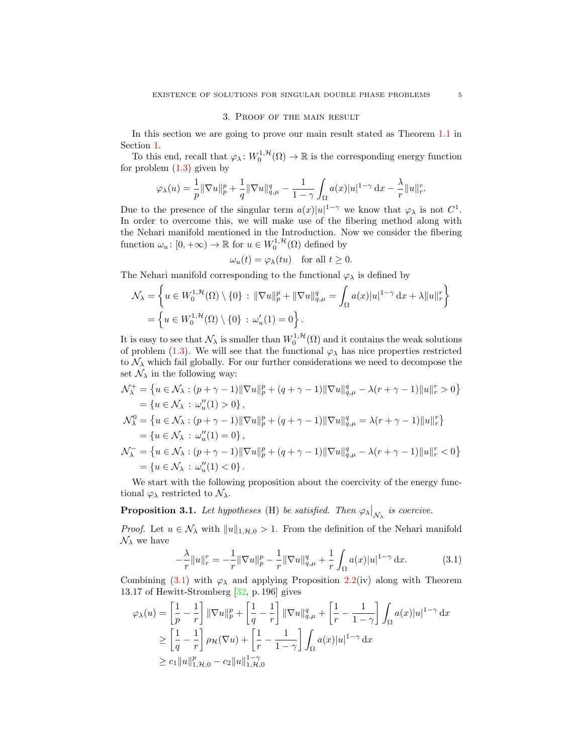## 3. Proof of the main result

In this section we are going to prove our main result stated as Theorem 1.1 in Section 1.

To this end, recall that $\varphi_\lambda\colon W_0^{1,\mathcal{H}}(\Omega) \to \mathbb{R}$ is the corresponding energy function for problem (1.3) given by

$$\varphi_\lambda(u) = \frac{1}{p}\|\nabla u\|_p^p + \frac{1}{q}\|\nabla u\|_{q,\mu}^q - \frac{1}{1-\gamma}\int_\Omega a(x)|u|^{1-\gamma}\,\mathrm{d}x - \frac{\lambda}{r}\|u\|_r^r.$$

Due to the presence of the singular term $a(x)|u|^{1-\gamma}$ we know that $\varphi_\lambda$ is not $C^1$. In order to overcome this, we will make use of the fibering method along with the Nehari manifold mentioned in the Introduction. Now we consider the fibering function $\omega_u\colon [0,+\infty) \to \mathbb{R}$ for $u \in W_0^{1,\mathcal{H}}(\Omega)$ defined by

$$\omega_u(t) = \varphi_\lambda(tu) \quad \text{for all } t \geq 0.$$

The Nehari manifold corresponding to the functional $\varphi_\lambda$ is defined by

$$\begin{aligned}
\mathcal{N}_\lambda &= \left\{ u \in W_0^{1,\mathcal{H}}(\Omega) \setminus \{0\} \,:\, \|\nabla u\|_p^p + \|\nabla u\|_{q,\mu}^q = \int_\Omega a(x)|u|^{1-\gamma}\,\mathrm{d}x + \lambda\|u\|_r^r \right\}\\
&= \left\{ u \in W_0^{1,\mathcal{H}}(\Omega) \setminus \{0\} \,:\, \omega_u'(1) = 0 \right\}.
\end{aligned}$$

It is easy to see that $\mathcal{N}_\lambda$ is smaller than $W_0^{1,\mathcal{H}}(\Omega)$ and it contains the weak solutions of problem (1.3). We will see that the functional $\varphi_\lambda$ has nice properties restricted to $\mathcal{N}_\lambda$ which fail globally. For our further considerations we need to decompose the set $\mathcal{N}_\lambda$ in the following way:

$$\begin{aligned}
\mathcal{N}_\lambda^+ &= \left\{ u \in \mathcal{N}_\lambda : (p+\gamma-1)\|\nabla u\|_p^p + (q+\gamma-1)\|\nabla u\|_{q,\mu}^q - \lambda(r+\gamma-1)\|u\|_r^r > 0 \right\}\\
&= \left\{ u \in \mathcal{N}_\lambda \,:\, \omega_u''(1) > 0 \right\},\\
\mathcal{N}_\lambda^0 &= \left\{ u \in \mathcal{N}_\lambda : (p+\gamma-1)\|\nabla u\|_p^p + (q+\gamma-1)\|\nabla u\|_{q,\mu}^q = \lambda(r+\gamma-1)\|u\|_r^r \right\}\\
&= \left\{ u \in \mathcal{N}_\lambda \,:\, \omega_u''(1) = 0 \right\},\\
\mathcal{N}_\lambda^- &= \left\{ u \in \mathcal{N}_\lambda : (p+\gamma-1)\|\nabla u\|_p^p + (q+\gamma-1)\|\nabla u\|_{q,\mu}^q - \lambda(r+\gamma-1)\|u\|_r^r < 0 \right\}\\
&= \left\{ u \in \mathcal{N}_\lambda \,:\, \omega_u''(1) < 0 \right\}.
\end{aligned}$$

We start with the following proposition about the coercivity of the energy functional $\varphi_\lambda$ restricted to $\mathcal{N}_\lambda$.

**Proposition 3.1.** *Let hypotheses* (H) *be satisfied. Then* $\varphi_\lambda\big|_{\mathcal{N}_\lambda}$ *is coercive.*

*Proof.* Let $u \in \mathcal{N}_\lambda$ with $\|u\|_{1,\mathcal{H},0} > 1$. From the definition of the Nehari manifold $\mathcal{N}_\lambda$ we have

$$-\frac{\lambda}{r}\|u\|_r^r = -\frac{1}{r}\|\nabla u\|_p^p - \frac{1}{r}\|\nabla u\|_{q,\mu}^q + \frac{1}{r}\int_\Omega a(x)|u|^{1-\gamma}\,\mathrm{d}x. \tag{3.1}$$

Combining (3.1) with $\varphi_\lambda$ and applying Proposition 2.2(iv) along with Theorem 13.17 of Hewitt-Stromberg [32, p. 196] gives

$$\begin{aligned}
\varphi_\lambda(u) &= \left[\frac{1}{p} - \frac{1}{r}\right]\|\nabla u\|_p^p + \left[\frac{1}{q} - \frac{1}{r}\right]\|\nabla u\|_{q,\mu}^q + \left[\frac{1}{r} - \frac{1}{1-\gamma}\right]\int_\Omega a(x)|u|^{1-\gamma}\,\mathrm{d}x\\
&\geq \left[\frac{1}{q} - \frac{1}{r}\right]\rho_{\mathcal{H}}(\nabla u) + \left[\frac{1}{r} - \frac{1}{1-\gamma}\right]\int_\Omega a(x)|u|^{1-\gamma}\,\mathrm{d}x\\
&\geq c_1\|u\|_{1,\mathcal{H},0}^p - c_2\|u\|_{1,\mathcal{H},0}^{1-\gamma}
\end{aligned}$$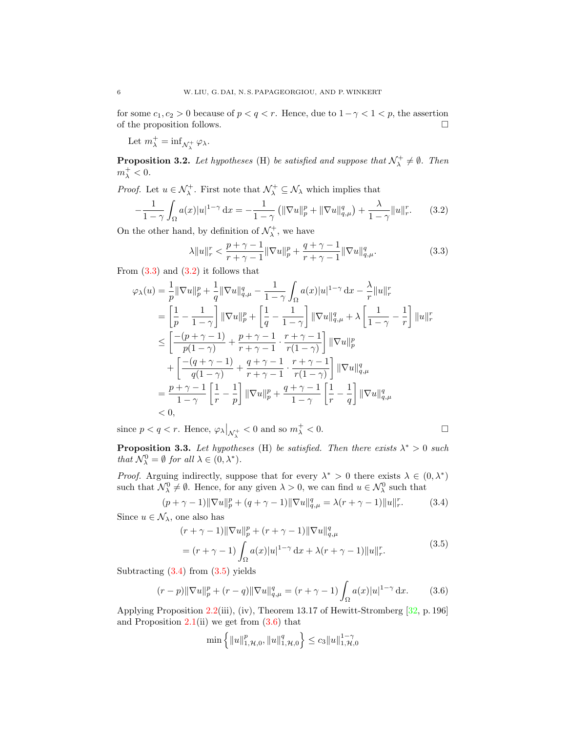for some $c_1, c_2 > 0$ because of $p < q < r$. Hence, due to $1-\gamma < 1 < p$, the assertion of the proposition follows. $\square$

Let $m_\lambda^+ = \inf_{\mathcal{N}_\lambda^+} \varphi_\lambda$.

**Proposition 3.2.** *Let hypotheses* (H) *be satisfied and suppose that $\mathcal{N}_\lambda^+ \neq \emptyset$. Then $m_\lambda^+ < 0$.*

*Proof.* Let $u \in \mathcal{N}_\lambda^+$. First note that $\mathcal{N}_\lambda^+ \subseteq \mathcal{N}_\lambda$ which implies that

$$-\frac{1}{1-\gamma}\int_\Omega a(x)|u|^{1-\gamma}\,\mathrm{d}x = -\frac{1}{1-\gamma}\left(\|\nabla u\|_p^p + \|\nabla u\|_{q,\mu}^q\right) + \frac{\lambda}{1-\gamma}\|u\|_r^r. \tag{3.2}$$

On the other hand, by definition of $\mathcal{N}_\lambda^+$, we have

$$\lambda\|u\|_r^r < \frac{p+\gamma-1}{r+\gamma-1}\|\nabla u\|_p^p + \frac{q+\gamma-1}{r+\gamma-1}\|\nabla u\|_{q,\mu}^q. \tag{3.3}$$

From (3.3) and (3.2) it follows that

$$\begin{aligned}
\varphi_\lambda(u) &= \frac{1}{p}\|\nabla u\|_p^p + \frac{1}{q}\|\nabla u\|_{q,\mu}^q - \frac{1}{1-\gamma}\int_\Omega a(x)|u|^{1-\gamma}\,\mathrm{d}x - \frac{\lambda}{r}\|u\|_r^r\\
&= \left[\frac{1}{p} - \frac{1}{1-\gamma}\right]\|\nabla u\|_p^p + \left[\frac{1}{q} - \frac{1}{1-\gamma}\right]\|\nabla u\|_{q,\mu}^q + \lambda\left[\frac{1}{1-\gamma} - \frac{1}{r}\right]\|u\|_r^r\\
&\le \left[\frac{-(p+\gamma-1)}{p(1-\gamma)} + \frac{p+\gamma-1}{r+\gamma-1}\cdot\frac{r+\gamma-1}{r(1-\gamma)}\right]\|\nabla u\|_p^p\\
&\quad + \left[\frac{-(q+\gamma-1)}{q(1-\gamma)} + \frac{q+\gamma-1}{r+\gamma-1}\cdot\frac{r+\gamma-1}{r(1-\gamma)}\right]\|\nabla u\|_{q,\mu}^q\\
&= \frac{p+\gamma-1}{1-\gamma}\left[\frac{1}{r} - \frac{1}{p}\right]\|\nabla u\|_p^p + \frac{q+\gamma-1}{1-\gamma}\left[\frac{1}{r} - \frac{1}{q}\right]\|\nabla u\|_{q,\mu}^q\\
&< 0,
\end{aligned}$$

since $p < q < r$. Hence, $\varphi_\lambda\big|_{\mathcal{N}_\lambda^+} < 0$ and so $m_\lambda^+ < 0$. $\square$

**Proposition 3.3.** *Let hypotheses* (H) *be satisfied. Then there exists $\lambda^* > 0$ such that $\mathcal{N}_\lambda^0 = \emptyset$ for all $\lambda \in (0, \lambda^*)$.*

*Proof.* Arguing indirectly, suppose that for every $\lambda^* > 0$ there exists $\lambda \in (0, \lambda^*)$ such that $\mathcal{N}_\lambda^0 \neq \emptyset$. Hence, for any given $\lambda > 0$, we can find $u \in \mathcal{N}_\lambda^0$ such that

$$(p+\gamma-1)\|\nabla u\|_p^p + (q+\gamma-1)\|\nabla u\|_{q,\mu}^q = \lambda(r+\gamma-1)\|u\|_r^r. \tag{3.4}$$

Since $u \in \mathcal{N}_\lambda$, one also has

$$\begin{aligned}
&(r+\gamma-1)\|\nabla u\|_p^p + (r+\gamma-1)\|\nabla u\|_{q,\mu}^q\\
&= (r+\gamma-1)\int_\Omega a(x)|u|^{1-\gamma}\,\mathrm{d}x + \lambda(r+\gamma-1)\|u\|_r^r.
\end{aligned} \tag{3.5}$$

Subtracting (3.4) from (3.5) yields

$$(r-p)\|\nabla u\|_p^p + (r-q)\|\nabla u\|_{q,\mu}^q = (r+\gamma-1)\int_\Omega a(x)|u|^{1-\gamma}\,\mathrm{d}x. \tag{3.6}$$

Applying Proposition 2.2(iii), (iv), Theorem 13.17 of Hewitt-Stromberg [32, p. 196] and Proposition 2.1(ii) we get from (3.6) that

$$\min\left\{\|u\|_{1,\mathcal{H},0}^p, \|u\|_{1,\mathcal{H},0}^q\right\} \le c_3\|u\|_{1,\mathcal{H},0}^{1-\gamma}$$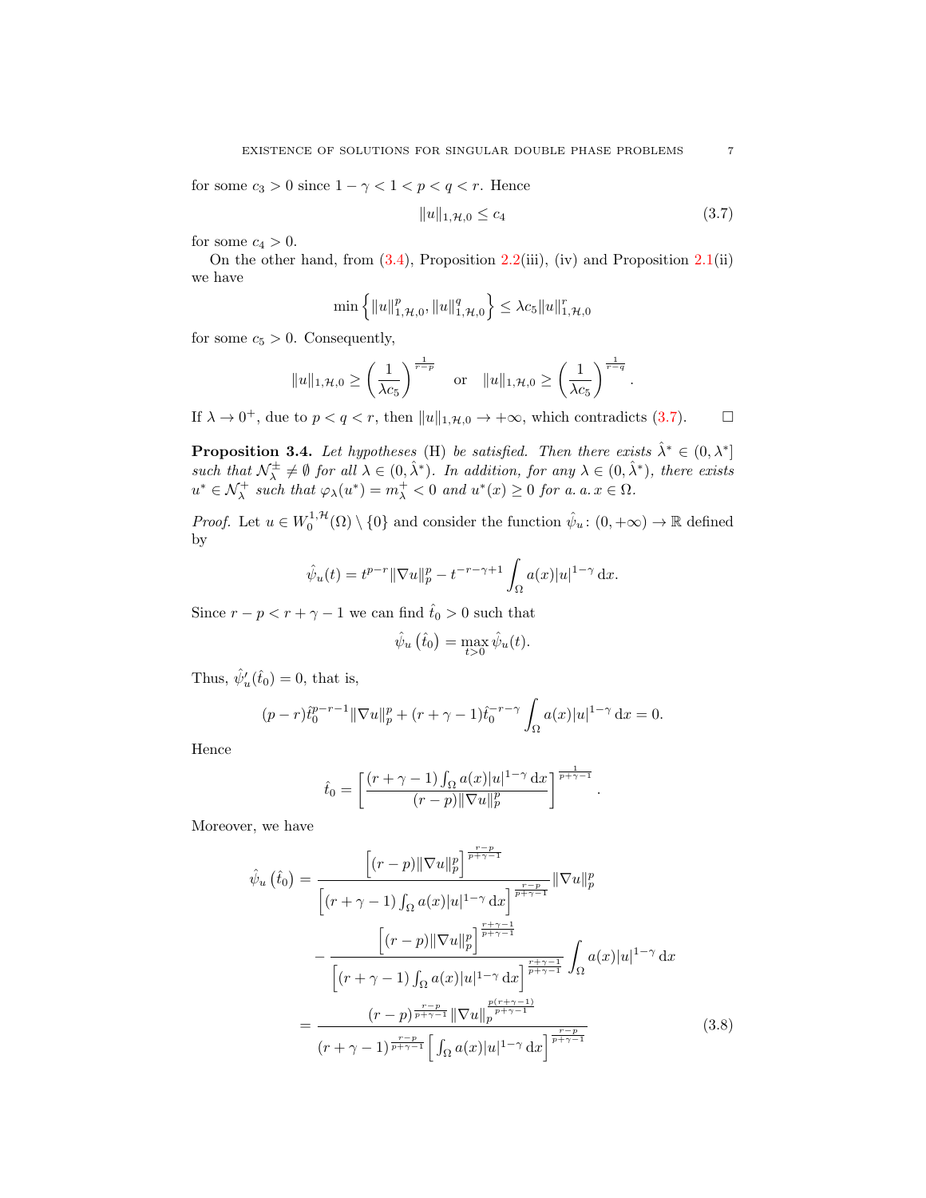for some $c_3 > 0$ since $1-\gamma < 1 < p < q < r$. Hence

$$\|u\|_{1,\mathcal{H},0} \leq c_4 \tag{3.7}$$

for some $c_4 > 0$.

On the other hand, from (3.4), Proposition 2.2(iii), (iv) and Proposition 2.1(ii) we have

$$\min\left\{\|u\|_{1,\mathcal{H},0}^p, \|u\|_{1,\mathcal{H},0}^q\right\} \leq \lambda c_5 \|u\|_{1,\mathcal{H},0}^r$$

for some $c_5 > 0$. Consequently,

$$\|u\|_{1,\mathcal{H},0} \geq \left(\frac{1}{\lambda c_5}\right)^{\frac{1}{r-p}} \quad \text{or} \quad \|u\|_{1,\mathcal{H},0} \geq \left(\frac{1}{\lambda c_5}\right)^{\frac{1}{r-q}}.$$

If $\lambda \to 0^+$, due to $p < q < r$, then $\|u\|_{1,\mathcal{H},0} \to +\infty$, which contradicts (3.7). $\square$

**Proposition 3.4.** *Let hypotheses* (H) *be satisfied. Then there exists $\hat{\lambda}^* \in (0, \lambda^*]$ such that $\mathcal{N}_\lambda^\pm \neq \emptyset$ for all $\lambda \in (0, \hat{\lambda}^*)$. In addition, for any $\lambda \in (0, \hat{\lambda}^*)$, there exists $u^* \in \mathcal{N}_\lambda^+$ such that $\varphi_\lambda(u^*) = m_\lambda^+ < 0$ and $u^*(x) \geq 0$ for a. a. $x \in \Omega$.*

*Proof.* Let $u \in W_0^{1,\mathcal{H}}(\Omega) \setminus \{0\}$ and consider the function $\hat{\psi}_u \colon (0, +\infty) \to \mathbb{R}$ defined by

$$\hat{\psi}_u(t) = t^{p-r}\|\nabla u\|_p^p - t^{-r-\gamma+1}\int_\Omega a(x)|u|^{1-\gamma}\,\mathrm{d}x.$$

Since $r - p < r + \gamma - 1$ we can find $\hat{t}_0 > 0$ such that

$$\hat{\psi}_u\left(\hat{t}_0\right) = \max_{t>0} \hat{\psi}_u(t).$$

Thus, $\hat{\psi}_u'(\hat{t}_0) = 0$, that is,

$$(p-r)\hat{t}_0^{p-r-1}\|\nabla u\|_p^p + (r+\gamma-1)\hat{t}_0^{-r-\gamma}\int_\Omega a(x)|u|^{1-\gamma}\,\mathrm{d}x = 0.$$

Hence

$$\hat{t}_0 = \left[\frac{(r+\gamma-1)\int_\Omega a(x)|u|^{1-\gamma}\,\mathrm{d}x}{(r-p)\|\nabla u\|_p^p}\right]^{\frac{1}{p+\gamma-1}}.$$

Moreover, we have

$$\begin{aligned}
\hat{\psi}_u\left(\hat{t}_0\right) &= \frac{\left[(r-p)\|\nabla u\|_p^p\right]^{\frac{r-p}{p+\gamma-1}}}{\left[(r+\gamma-1)\int_\Omega a(x)|u|^{1-\gamma}\,\mathrm{d}x\right]^{\frac{r-p}{p+\gamma-1}}}\|\nabla u\|_p^p \\
&\quad - \frac{\left[(r-p)\|\nabla u\|_p^p\right]^{\frac{r+\gamma-1}{p+\gamma-1}}}{\left[(r+\gamma-1)\int_\Omega a(x)|u|^{1-\gamma}\,\mathrm{d}x\right]^{\frac{r+\gamma-1}{p+\gamma-1}}}\int_\Omega a(x)|u|^{1-\gamma}\,\mathrm{d}x \\
&= \frac{(r-p)^{\frac{r-p}{p+\gamma-1}}\|\nabla u\|_p^{\frac{p(r+\gamma-1)}{p+\gamma-1}}}{(r+\gamma-1)^{\frac{r-p}{p+\gamma-1}}\left[\int_\Omega a(x)|u|^{1-\gamma}\,\mathrm{d}x\right]^{\frac{r-p}{p+\gamma-1}}}
\end{aligned} \tag{3.8}$$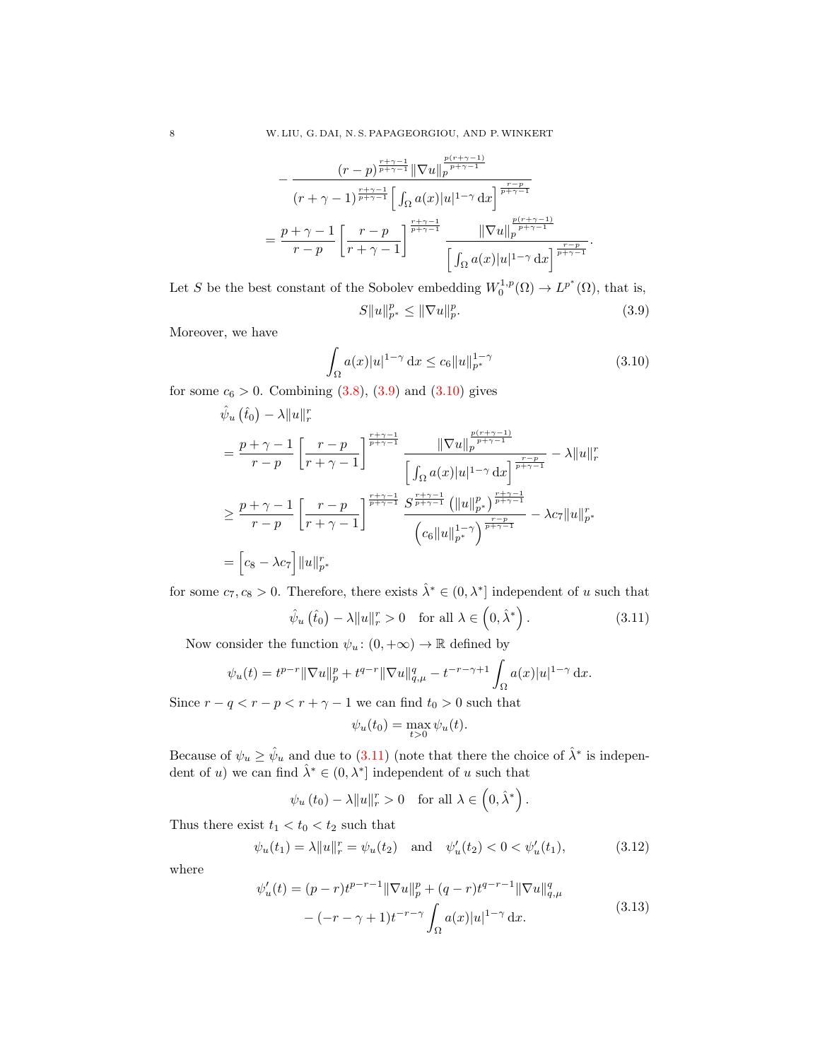$$
\begin{aligned}
&- \frac{(r-p)^{\frac{r+\gamma-1}{p+\gamma-1}} \|\nabla u\|_p^{\frac{p(r+\gamma-1)}{p+\gamma-1}}}{(r+\gamma-1)^{\frac{r+\gamma-1}{p+\gamma-1}} \left[\int_\Omega a(x)|u|^{1-\gamma}\,\mathrm{d}x\right]^{\frac{r-p}{p+\gamma-1}}} \\
&= \frac{p+\gamma-1}{r-p}\left[\frac{r-p}{r+\gamma-1}\right]^{\frac{r+\gamma-1}{p+\gamma-1}} \frac{\|\nabla u\|_p^{\frac{p(r+\gamma-1)}{p+\gamma-1}}}{\left[\int_\Omega a(x)|u|^{1-\gamma}\,\mathrm{d}x\right]^{\frac{r-p}{p+\gamma-1}}}.
\end{aligned}
$$

Let $S$ be the best constant of the Sobolev embedding $W_0^{1,p}(\Omega) \to L^{p^*}(\Omega)$, that is,

$$
S\|u\|_{p^*}^p \leq \|\nabla u\|_p^p. \tag{3.9}
$$

Moreover, we have

$$
\int_\Omega a(x)|u|^{1-\gamma}\,\mathrm{d}x \leq c_6 \|u\|_{p^*}^{1-\gamma} \tag{3.10}
$$

for some $c_6 > 0$. Combining (3.8), (3.9) and (3.10) gives

$$
\begin{aligned}
&\hat{\psi}_u(\hat{t}_0) - \lambda\|u\|_r^r \\
&= \frac{p+\gamma-1}{r-p}\left[\frac{r-p}{r+\gamma-1}\right]^{\frac{r+\gamma-1}{p+\gamma-1}} \frac{\|\nabla u\|_p^{\frac{p(r+\gamma-1)}{p+\gamma-1}}}{\left[\int_\Omega a(x)|u|^{1-\gamma}\,\mathrm{d}x\right]^{\frac{r-p}{p+\gamma-1}}} - \lambda\|u\|_r^r \\
&\geq \frac{p+\gamma-1}{r-p}\left[\frac{r-p}{r+\gamma-1}\right]^{\frac{r+\gamma-1}{p+\gamma-1}} \frac{S^{\frac{r+\gamma-1}{p+\gamma-1}}\left(\|u\|_{p^*}^p\right)^{\frac{r+\gamma-1}{p+\gamma-1}}}{\left(c_6\|u\|_{p^*}^{1-\gamma}\right)^{\frac{r-p}{p+\gamma-1}}} - \lambda c_7 \|u\|_{p^*}^r \\
&= \left[c_8 - \lambda c_7\right]\|u\|_{p^*}^r
\end{aligned}
$$

for some $c_7, c_8 > 0$. Therefore, there exists $\hat{\lambda}^* \in (0, \lambda^*]$ independent of $u$ such that

$$
\hat{\psi}_u(\hat{t}_0) - \lambda\|u\|_r^r > 0 \quad \text{for all } \lambda \in \left(0, \hat{\lambda}^*\right). \tag{3.11}
$$

Now consider the function $\psi_u \colon (0, +\infty) \to \mathbb{R}$ defined by

$$
\psi_u(t) = t^{p-r}\|\nabla u\|_p^p + t^{q-r}\|\nabla u\|_{q,\mu}^q - t^{-r-\gamma+1}\int_\Omega a(x)|u|^{1-\gamma}\,\mathrm{d}x.
$$

Since $r - q < r - p < r + \gamma - 1$ we can find $t_0 > 0$ such that

$$
\psi_u(t_0) = \max_{t>0} \psi_u(t).
$$

Because of $\psi_u \geq \hat{\psi}_u$ and due to (3.11) (note that there the choice of $\hat{\lambda}^*$ is independent of $u$) we can find $\hat{\lambda}^* \in (0, \lambda^*]$ independent of $u$ such that

$$
\psi_u(t_0) - \lambda\|u\|_r^r > 0 \quad \text{for all } \lambda \in \left(0, \hat{\lambda}^*\right).
$$

Thus there exist $t_1 < t_0 < t_2$ such that

$$
\psi_u(t_1) = \lambda\|u\|_r^r = \psi_u(t_2) \quad \text{and} \quad \psi_u'(t_2) < 0 < \psi_u'(t_1), \tag{3.12}
$$

where

$$
\begin{aligned}
\psi_u'(t) &= (p-r)t^{p-r-1}\|\nabla u\|_p^p + (q-r)t^{q-r-1}\|\nabla u\|_{q,\mu}^q \\
&\quad - (-r-\gamma+1)t^{-r-\gamma}\int_\Omega a(x)|u|^{1-\gamma}\,\mathrm{d}x.
\end{aligned} \tag{3.13}
$$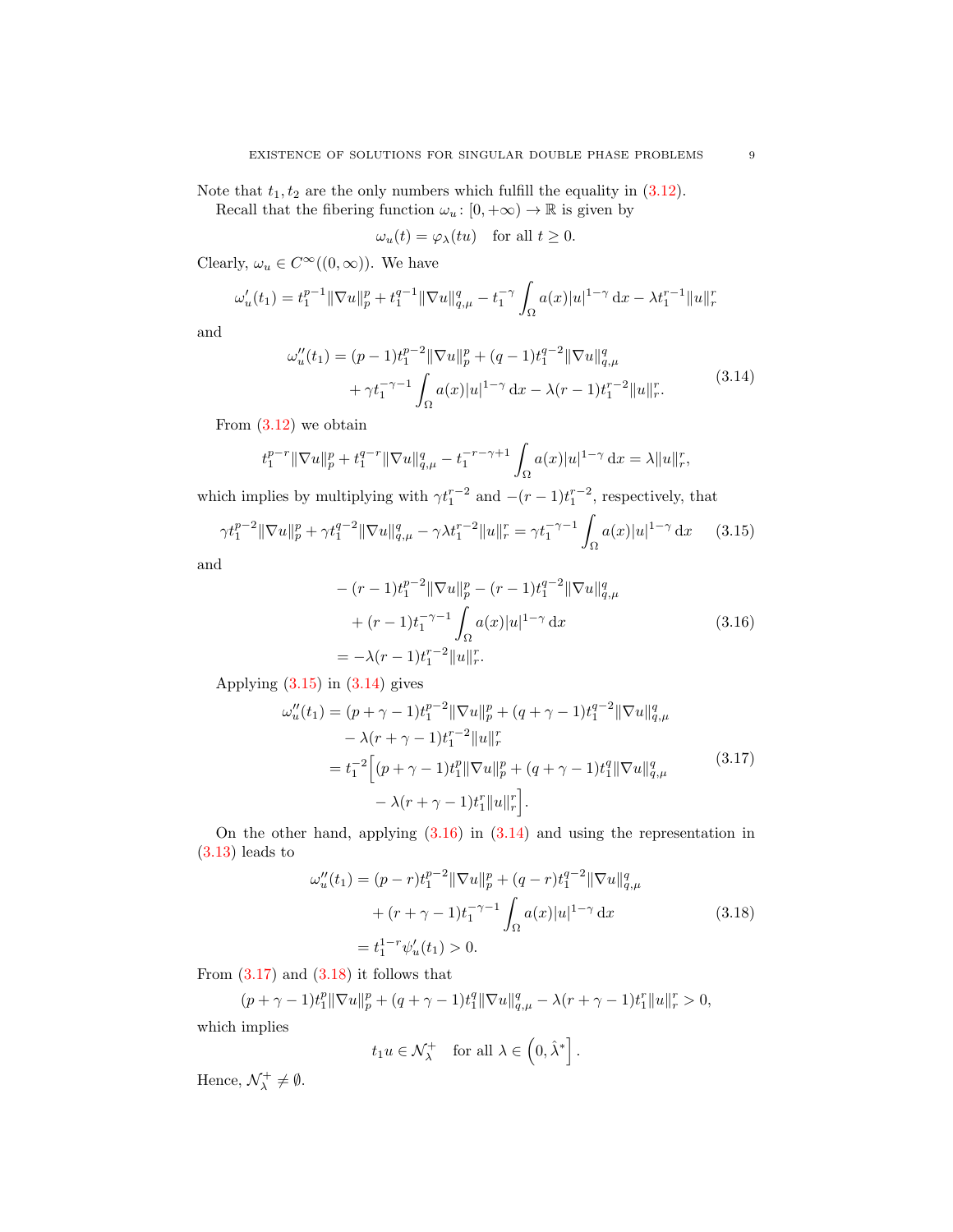Note that $t_1, t_2$ are the only numbers which fulfill the equality in (3.12).

Recall that the fibering function $\omega_u \colon [0,+\infty) \to \mathbb{R}$ is given by

$$\omega_u(t) = \varphi_\lambda(tu) \quad \text{for all } t \geq 0.$$

Clearly, $\omega_u \in C^\infty((0,\infty))$. We have

$$\omega_u'(t_1) = t_1^{p-1}\|\nabla u\|_p^p + t_1^{q-1}\|\nabla u\|_{q,\mu}^q - t_1^{-\gamma}\int_\Omega a(x)|u|^{1-\gamma}\,\mathrm{d}x - \lambda t_1^{r-1}\|u\|_r^r$$

and

$$\begin{aligned}
\omega_u''(t_1) &= (p-1)t_1^{p-2}\|\nabla u\|_p^p + (q-1)t_1^{q-2}\|\nabla u\|_{q,\mu}^q \\
&\quad + \gamma t_1^{-\gamma-1}\int_\Omega a(x)|u|^{1-\gamma}\,\mathrm{d}x - \lambda(r-1)t_1^{r-2}\|u\|_r^r.
\end{aligned} \tag{3.14}$$

From (3.12) we obtain

$$t_1^{p-r}\|\nabla u\|_p^p + t_1^{q-r}\|\nabla u\|_{q,\mu}^q - t_1^{-r-\gamma+1}\int_\Omega a(x)|u|^{1-\gamma}\,\mathrm{d}x = \lambda\|u\|_r^r,$$

which implies by multiplying with $\gamma t_1^{r-2}$ and $-(r-1)t_1^{r-2}$, respectively, that

$$\gamma t_1^{p-2}\|\nabla u\|_p^p + \gamma t_1^{q-2}\|\nabla u\|_{q,\mu}^q - \gamma\lambda t_1^{r-2}\|u\|_r^r = \gamma t_1^{-\gamma-1}\int_\Omega a(x)|u|^{1-\gamma}\,\mathrm{d}x \tag{3.15}$$

and

$$\begin{aligned}
&-(r-1)t_1^{p-2}\|\nabla u\|_p^p - (r-1)t_1^{q-2}\|\nabla u\|_{q,\mu}^q \\
&\quad + (r-1)t_1^{-\gamma-1}\int_\Omega a(x)|u|^{1-\gamma}\,\mathrm{d}x \\
&= -\lambda(r-1)t_1^{r-2}\|u\|_r^r.
\end{aligned} \tag{3.16}$$

Applying (3.15) in (3.14) gives

$$\begin{aligned}
\omega_u''(t_1) &= (p+\gamma-1)t_1^{p-2}\|\nabla u\|_p^p + (q+\gamma-1)t_1^{q-2}\|\nabla u\|_{q,\mu}^q \\
&\quad - \lambda(r+\gamma-1)t_1^{r-2}\|u\|_r^r \\
&= t_1^{-2}\Big[(p+\gamma-1)t_1^p\|\nabla u\|_p^p + (q+\gamma-1)t_1^q\|\nabla u\|_{q,\mu}^q \\
&\quad - \lambda(r+\gamma-1)t_1^r\|u\|_r^r\Big].
\end{aligned} \tag{3.17}$$

On the other hand, applying (3.16) in (3.14) and using the representation in (3.13) leads to

$$\begin{aligned}
\omega_u''(t_1) &= (p-r)t_1^{p-2}\|\nabla u\|_p^p + (q-r)t_1^{q-2}\|\nabla u\|_{q,\mu}^q \\
&\quad + (r+\gamma-1)t_1^{-\gamma-1}\int_\Omega a(x)|u|^{1-\gamma}\,\mathrm{d}x \\
&= t_1^{1-r}\psi_u'(t_1) > 0.
\end{aligned} \tag{3.18}$$

From (3.17) and (3.18) it follows that

$$(p+\gamma-1)t_1^p\|\nabla u\|_p^p + (q+\gamma-1)t_1^q\|\nabla u\|_{q,\mu}^q - \lambda(r+\gamma-1)t_1^r\|u\|_r^r > 0,$$

which implies

$$t_1 u \in \mathcal{N}_\lambda^+ \quad \text{for all } \lambda \in \left(0, \hat{\lambda}^*\right].$$

Hence, $\mathcal{N}_\lambda^+ \neq \emptyset$.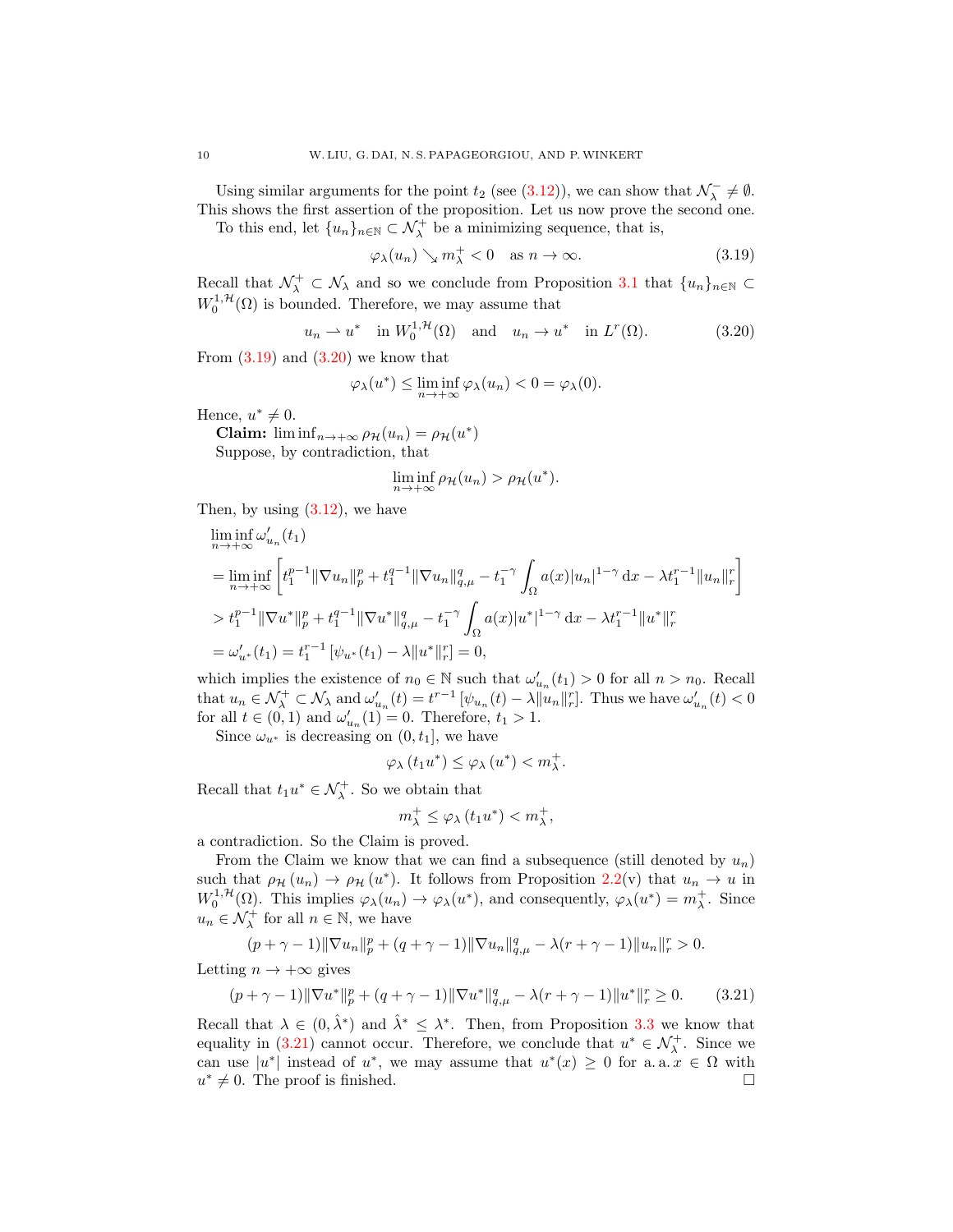Using similar arguments for the point $t_2$ (see (3.12)), we can show that $\mathcal{N}_\lambda^- \neq \emptyset$. This shows the first assertion of the proposition. Let us now prove the second one.

To this end, let $\{u_n\}_{n\in\mathbb{N}} \subset \mathcal{N}_\lambda^+$ be a minimizing sequence, that is,

$$\varphi_\lambda(u_n) \searrow m_\lambda^+ < 0 \quad \text{as } n \to \infty. \tag{3.19}$$

Recall that $\mathcal{N}_\lambda^+ \subset \mathcal{N}_\lambda$ and so we conclude from Proposition 3.1 that $\{u_n\}_{n\in\mathbb{N}} \subset W_0^{1,\mathcal{H}}(\Omega)$ is bounded. Therefore, we may assume that

$$u_n \rightharpoonup u^* \quad \text{in } W_0^{1,\mathcal{H}}(\Omega) \quad \text{and} \quad u_n \to u^* \quad \text{in } L^r(\Omega). \tag{3.20}$$

From (3.19) and (3.20) we know that

$$\varphi_\lambda(u^*) \leq \liminf_{n\to+\infty} \varphi_\lambda(u_n) < 0 = \varphi_\lambda(0).$$

Hence, $u^* \neq 0$.

**Claim:** $\liminf_{n\to+\infty} \rho_{\mathcal{H}}(u_n) = \rho_{\mathcal{H}}(u^*)$

Suppose, by contradiction, that

$$\liminf_{n\to+\infty} \rho_{\mathcal{H}}(u_n) > \rho_{\mathcal{H}}(u^*).$$

Then, by using (3.12), we have

$$\begin{aligned}
&\liminf_{n\to+\infty} \omega_{u_n}'(t_1)\\
&= \liminf_{n\to+\infty} \left[ t_1^{p-1}\|\nabla u_n\|_p^p + t_1^{q-1}\|\nabla u_n\|_{q,\mu}^q - t_1^{-\gamma}\int_\Omega a(x)|u_n|^{1-\gamma}\,\mathrm{d}x - \lambda t_1^{r-1}\|u_n\|_r^r \right]\\
&> t_1^{p-1}\|\nabla u^*\|_p^p + t_1^{q-1}\|\nabla u^*\|_{q,\mu}^q - t_1^{-\gamma}\int_\Omega a(x)|u^*|^{1-\gamma}\,\mathrm{d}x - \lambda t_1^{r-1}\|u^*\|_r^r\\
&= \omega_{u^*}'(t_1) = t_1^{r-1}\left[\psi_{u^*}(t_1) - \lambda\|u^*\|_r^r\right] = 0,
\end{aligned}$$

which implies the existence of $n_0 \in \mathbb{N}$ such that $\omega_{u_n}'(t_1) > 0$ for all $n > n_0$. Recall that $u_n \in \mathcal{N}_\lambda^+ \subset \mathcal{N}_\lambda$ and $\omega_{u_n}'(t) = t^{r-1}\left[\psi_{u_n}(t) - \lambda\|u_n\|_r^r\right]$. Thus we have $\omega_{u_n}'(t) < 0$ for all $t \in (0,1)$ and $\omega_{u_n}'(1) = 0$. Therefore, $t_1 > 1$.

Since $\omega_{u^*}$ is decreasing on $(0, t_1]$, we have

$$\varphi_\lambda(t_1 u^*) \leq \varphi_\lambda(u^*) < m_\lambda^+.$$

Recall that $t_1 u^* \in \mathcal{N}_\lambda^+$. So we obtain that

$$m_\lambda^+ \leq \varphi_\lambda(t_1 u^*) < m_\lambda^+,$$

a contradiction. So the Claim is proved.

From the Claim we know that we can find a subsequence (still denoted by $u_n$) such that $\rho_{\mathcal{H}}(u_n) \to \rho_{\mathcal{H}}(u^*)$. It follows from Proposition 2.2(v) that $u_n \to u$ in $W_0^{1,\mathcal{H}}(\Omega)$. This implies $\varphi_\lambda(u_n) \to \varphi_\lambda(u^*)$, and consequently, $\varphi_\lambda(u^*) = m_\lambda^+$. Since $u_n \in \mathcal{N}_\lambda^+$ for all $n \in \mathbb{N}$, we have

$$(p+\gamma-1)\|\nabla u_n\|_p^p + (q+\gamma-1)\|\nabla u_n\|_{q,\mu}^q - \lambda(r+\gamma-1)\|u_n\|_r^r > 0.$$

Letting $n \to +\infty$ gives

$$(p+\gamma-1)\|\nabla u^*\|_p^p + (q+\gamma-1)\|\nabla u^*\|_{q,\mu}^q - \lambda(r+\gamma-1)\|u^*\|_r^r \geq 0. \tag{3.21}$$

Recall that $\lambda \in (0, \hat{\lambda}^*)$ and $\hat{\lambda}^* \leq \lambda^*$. Then, from Proposition 3.3 we know that equality in (3.21) cannot occur. Therefore, we conclude that $u^* \in \mathcal{N}_\lambda^+$. Since we can use $|u^*|$ instead of $u^*$, we may assume that $u^*(x) \geq 0$ for a. a. $x \in \Omega$ with $u^* \neq 0$. The proof is finished. $\square$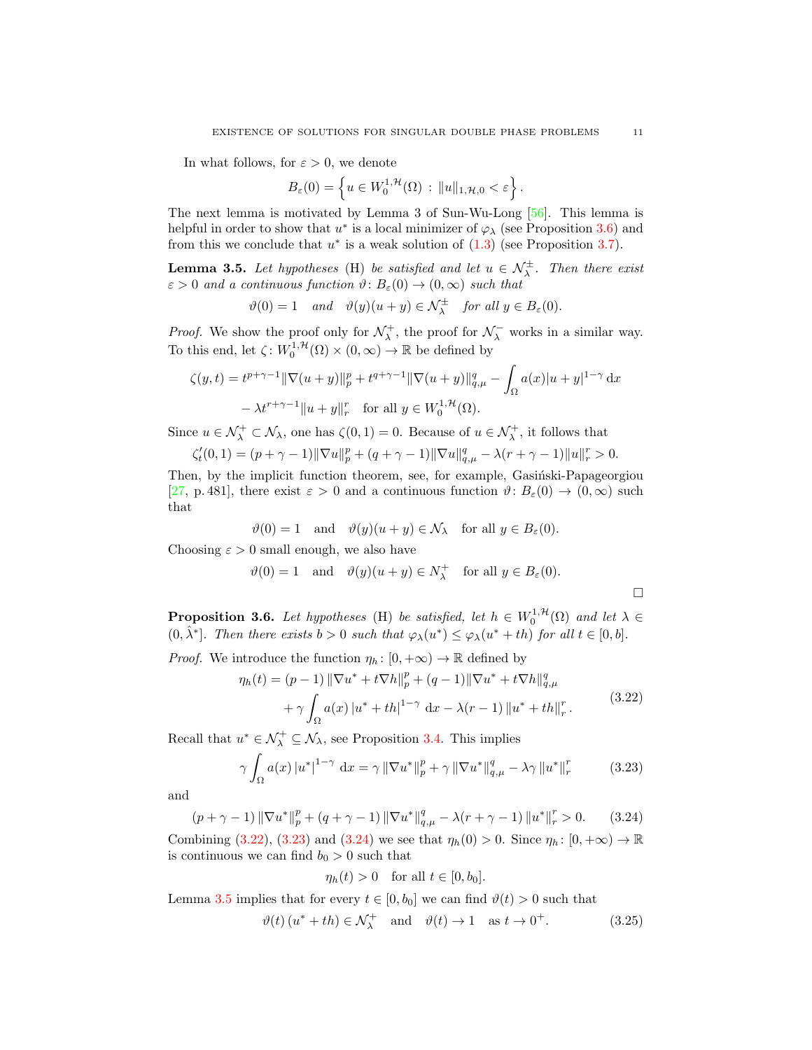In what follows, for $\varepsilon > 0$, we denote

$$B_\varepsilon(0) = \left\{ u \in W_0^{1,\mathcal{H}}(\Omega) \,:\, \|u\|_{1,\mathcal{H},0} < \varepsilon \right\}.$$

The next lemma is motivated by Lemma 3 of Sun-Wu-Long [56]. This lemma is helpful in order to show that $u^*$ is a local minimizer of $\varphi_\lambda$ (see Proposition 3.6) and from this we conclude that $u^*$ is a weak solution of (1.3) (see Proposition 3.7).

**Lemma 3.5.** *Let hypotheses* (H) *be satisfied and let $u \in \mathcal{N}_\lambda^{\pm}$. Then there exist $\varepsilon > 0$ and a continuous function $\vartheta \colon B_\varepsilon(0) \to (0,\infty)$ such that*

$$\vartheta(0) = 1 \quad \text{and} \quad \vartheta(y)(u+y) \in \mathcal{N}_\lambda^{\pm} \quad \text{for all } y \in B_\varepsilon(0).$$

*Proof.* We show the proof only for $\mathcal{N}_\lambda^{+}$, the proof for $\mathcal{N}_\lambda^{-}$ works in a similar way. To this end, let $\zeta \colon W_0^{1,\mathcal{H}}(\Omega) \times (0,\infty) \to \mathbb{R}$ be defined by

$$\begin{aligned}
\zeta(y,t) &= t^{p+\gamma-1}\|\nabla(u+y)\|_p^p + t^{q+\gamma-1}\|\nabla(u+y)\|_{q,\mu}^q - \int_\Omega a(x)|u+y|^{1-\gamma}\,\mathrm{d}x \\
&\quad - \lambda t^{r+\gamma-1}\|u+y\|_r^r \quad \text{for all } y \in W_0^{1,\mathcal{H}}(\Omega).
\end{aligned}$$

Since $u \in \mathcal{N}_\lambda^+ \subset \mathcal{N}_\lambda$, one has $\zeta(0,1) = 0$. Because of $u \in \mathcal{N}_\lambda^+$, it follows that

$$\zeta_t'(0,1) = (p+\gamma-1)\|\nabla u\|_p^p + (q+\gamma-1)\|\nabla u\|_{q,\mu}^q - \lambda(r+\gamma-1)\|u\|_r^r > 0.$$

Then, by the implicit function theorem, see, for example, Gasiński-Papageorgiou [27, p. 481], there exist $\varepsilon > 0$ and a continuous function $\vartheta \colon B_\varepsilon(0) \to (0,\infty)$ such that

$$\vartheta(0) = 1 \quad \text{and} \quad \vartheta(y)(u+y) \in \mathcal{N}_\lambda \quad \text{for all } y \in B_\varepsilon(0).$$

Choosing $\varepsilon > 0$ small enough, we also have

$$\vartheta(0) = 1 \quad \text{and} \quad \vartheta(y)(u+y) \in N_\lambda^+ \quad \text{for all } y \in B_\varepsilon(0).$$

□

**Proposition 3.6.** *Let hypotheses* (H) *be satisfied, let $h \in W_0^{1,\mathcal{H}}(\Omega)$ and let $\lambda \in (0,\hat{\lambda}^*]$. Then there exists $b > 0$ such that $\varphi_\lambda(u^*) \leq \varphi_\lambda(u^* + th)$ for all $t \in [0,b]$.*

*Proof.* We introduce the function $\eta_h \colon [0,+\infty) \to \mathbb{R}$ defined by

$$\begin{aligned}
\eta_h(t) &= (p-1)\,\|\nabla u^* + t\nabla h\|_p^p + (q-1)\|\nabla u^* + t\nabla h\|_{q,\mu}^q \\
&\quad + \gamma \int_\Omega a(x)\,|u^* + th|^{1-\gamma}\,\mathrm{d}x - \lambda(r-1)\,\|u^* + th\|_r^r.
\end{aligned} \tag{3.22}$$

Recall that $u^* \in \mathcal{N}_\lambda^+ \subseteq \mathcal{N}_\lambda$, see Proposition 3.4. This implies

$$\gamma \int_\Omega a(x)\,|u^*|^{1-\gamma}\,\mathrm{d}x = \gamma\,\|\nabla u^*\|_p^p + \gamma\,\|\nabla u^*\|_{q,\mu}^q - \lambda\gamma\,\|u^*\|_r^r \tag{3.23}$$

and

$$(p+\gamma-1)\,\|\nabla u^*\|_p^p + (q+\gamma-1)\,\|\nabla u^*\|_{q,\mu}^q - \lambda(r+\gamma-1)\,\|u^*\|_r^r > 0. \tag{3.24}$$

Combining (3.22), (3.23) and (3.24) we see that $\eta_h(0) > 0$. Since $\eta_h \colon [0,+\infty) \to \mathbb{R}$ is continuous we can find $b_0 > 0$ such that

$$\eta_h(t) > 0 \quad \text{for all } t \in [0,b_0].$$

Lemma 3.5 implies that for every $t \in [0,b_0]$ we can find $\vartheta(t) > 0$ such that

$$\vartheta(t)\,(u^* + th) \in \mathcal{N}_\lambda^+ \quad \text{and} \quad \vartheta(t) \to 1 \quad \text{as } t \to 0^+. \tag{3.25}$$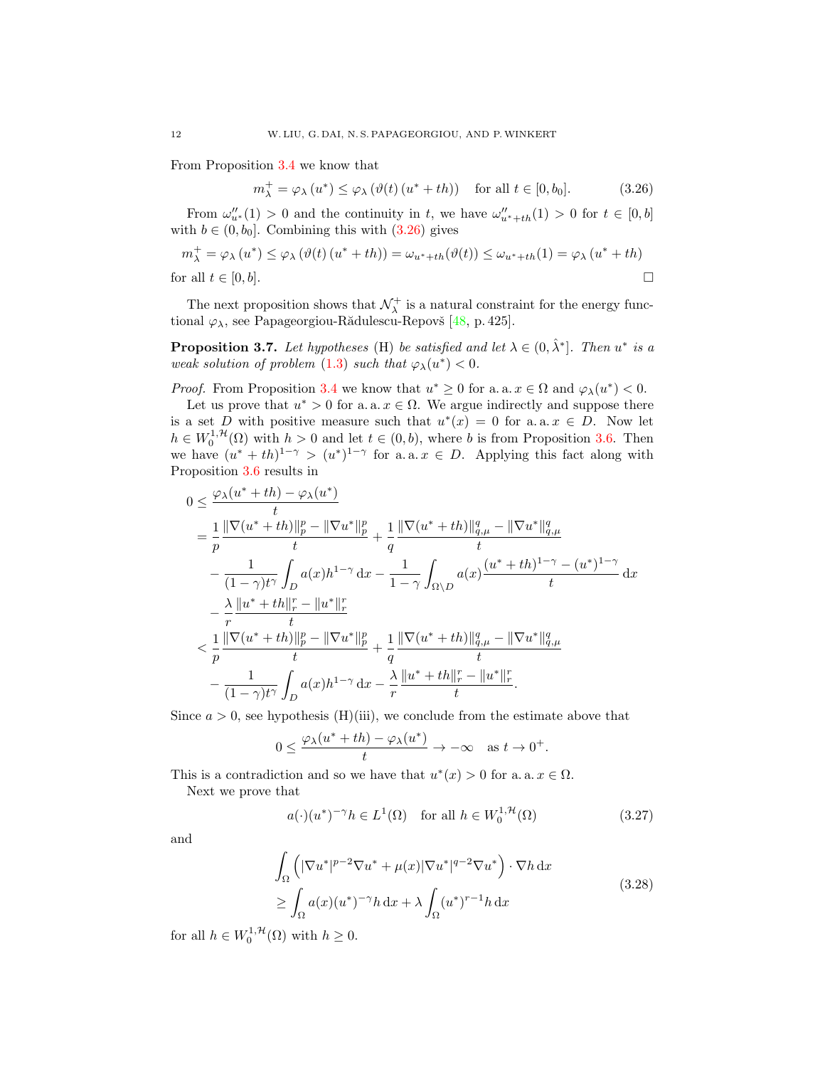From Proposition 3.4 we know that

$$m_\lambda^+ = \varphi_\lambda(u^*) \leq \varphi_\lambda(\vartheta(t)(u^*+th)) \quad \text{for all } t \in [0,b_0]. \tag{3.26}$$

From $\omega''_{u^*}(1) > 0$ and the continuity in $t$, we have $\omega''_{u^*+th}(1) > 0$ for $t \in [0,b]$ with $b \in (0,b_0]$. Combining this with (3.26) gives

$$m_\lambda^+ = \varphi_\lambda(u^*) \leq \varphi_\lambda(\vartheta(t)(u^*+th)) = \omega_{u^*+th}(\vartheta(t)) \leq \omega_{u^*+th}(1) = \varphi_\lambda(u^*+th)$$

for all $t \in [0,b]$. $\square$

The next proposition shows that $\mathcal{N}_\lambda^+$ is a natural constraint for the energy functional $\varphi_\lambda$, see Papageorgiou-Rădulescu-Repovš [48, p. 425].

**Proposition 3.7.** *Let hypotheses* (H) *be satisfied and let $\lambda \in (0,\hat{\lambda}^*]$. Then $u^*$ is a weak solution of problem* (1.3) *such that $\varphi_\lambda(u^*) < 0$.*

*Proof.* From Proposition 3.4 we know that $u^* \geq 0$ for a.a. $x \in \Omega$ and $\varphi_\lambda(u^*) < 0$.

Let us prove that $u^* > 0$ for a.a. $x \in \Omega$. We argue indirectly and suppose there is a set $D$ with positive measure such that $u^*(x) = 0$ for a.a. $x \in D$. Now let $h \in W_0^{1,\mathcal{H}}(\Omega)$ with $h > 0$ and let $t \in (0,b)$, where $b$ is from Proposition 3.6. Then we have $(u^*+th)^{1-\gamma} > (u^*)^{1-\gamma}$ for a.a. $x \in D$. Applying this fact along with Proposition 3.6 results in

$$\begin{aligned}
0 &\leq \frac{\varphi_\lambda(u^*+th)-\varphi_\lambda(u^*)}{t} \\
&= \frac{1}{p}\frac{\|\nabla(u^*+th)\|_p^p - \|\nabla u^*\|_p^p}{t} + \frac{1}{q}\frac{\|\nabla(u^*+th)\|_{q,\mu}^q - \|\nabla u^*\|_{q,\mu}^q}{t} \\
&\quad - \frac{1}{(1-\gamma)t^\gamma}\int_D a(x)h^{1-\gamma}\,\mathrm{d}x - \frac{1}{1-\gamma}\int_{\Omega\setminus D} a(x)\frac{(u^*+th)^{1-\gamma}-(u^*)^{1-\gamma}}{t}\,\mathrm{d}x \\
&\quad - \frac{\lambda}{r}\frac{\|u^*+th\|_r^r - \|u^*\|_r^r}{t} \\
&< \frac{1}{p}\frac{\|\nabla(u^*+th)\|_p^p - \|\nabla u^*\|_p^p}{t} + \frac{1}{q}\frac{\|\nabla(u^*+th)\|_{q,\mu}^q - \|\nabla u^*\|_{q,\mu}^q}{t} \\
&\quad - \frac{1}{(1-\gamma)t^\gamma}\int_D a(x)h^{1-\gamma}\,\mathrm{d}x - \frac{\lambda}{r}\frac{\|u^*+th\|_r^r - \|u^*\|_r^r}{t}.
\end{aligned}$$

Since $a > 0$, see hypothesis (H)(iii), we conclude from the estimate above that

$$0 \leq \frac{\varphi_\lambda(u^*+th)-\varphi_\lambda(u^*)}{t} \to -\infty \quad \text{as } t \to 0^+.$$

This is a contradiction and so we have that $u^*(x) > 0$ for a.a. $x \in \Omega$.

Next we prove that

$$a(\cdot)(u^*)^{-\gamma}h \in L^1(\Omega) \quad \text{for all } h \in W_0^{1,\mathcal{H}}(\Omega) \tag{3.27}$$

and

$$\begin{aligned}
&\int_\Omega \left(|\nabla u^*|^{p-2}\nabla u^* + \mu(x)|\nabla u^*|^{q-2}\nabla u^*\right)\cdot\nabla h\,\mathrm{d}x \\
&\geq \int_\Omega a(x)(u^*)^{-\gamma}h\,\mathrm{d}x + \lambda\int_\Omega (u^*)^{r-1}h\,\mathrm{d}x
\end{aligned} \tag{3.28}$$

for all $h \in W_0^{1,\mathcal{H}}(\Omega)$ with $h \geq 0$.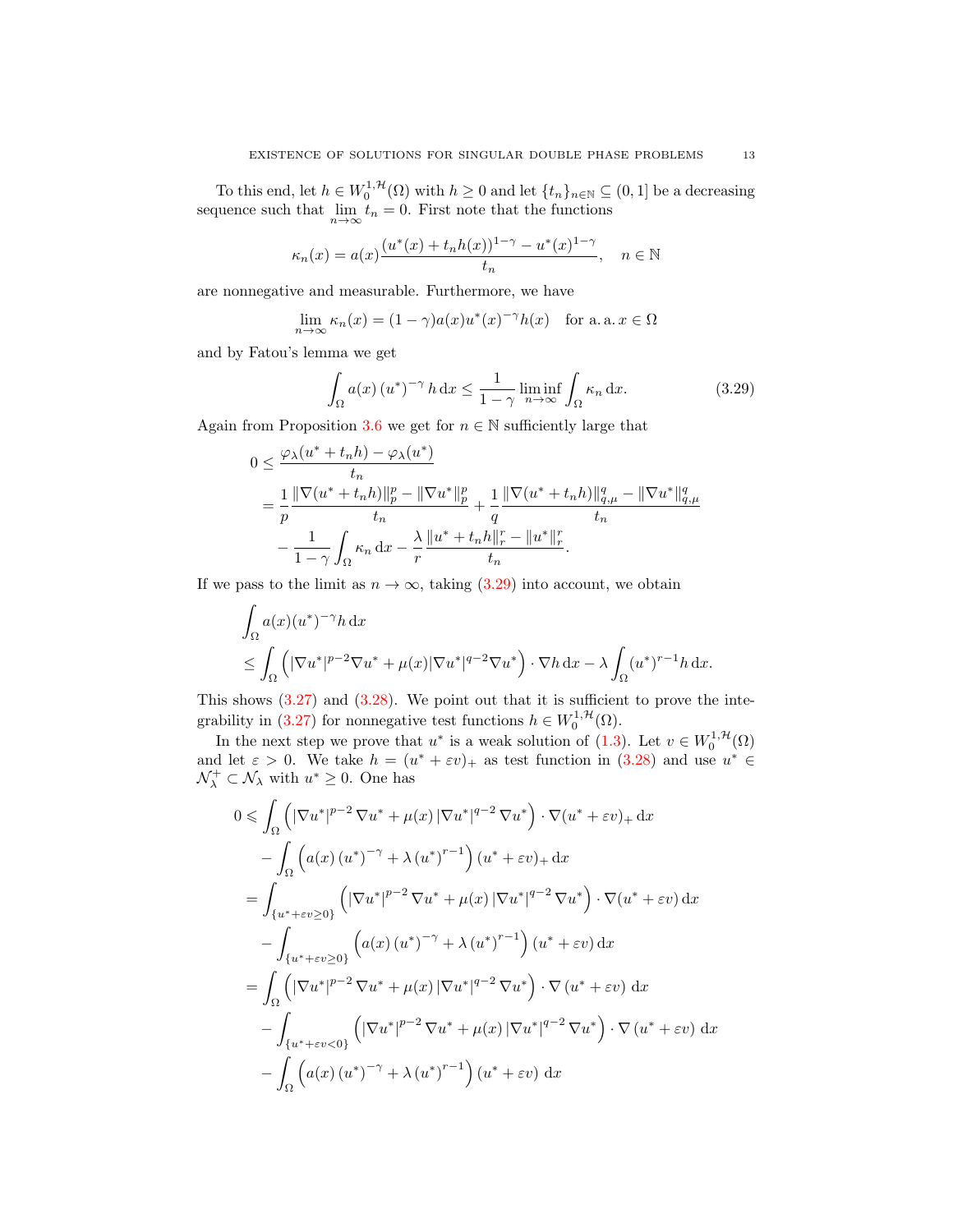To this end, let $h \in W_0^{1,\mathcal{H}}(\Omega)$ with $h \geq 0$ and let $\{t_n\}_{n\in\mathbb{N}} \subseteq (0,1]$ be a decreasing sequence such that $\lim_{n\to\infty} t_n = 0$. First note that the functions

$$\kappa_n(x) = a(x)\frac{(u^*(x) + t_n h(x))^{1-\gamma} - u^*(x)^{1-\gamma}}{t_n}, \quad n \in \mathbb{N}$$

are nonnegative and measurable. Furthermore, we have

$$\lim_{n\to\infty} \kappa_n(x) = (1-\gamma)a(x)u^*(x)^{-\gamma}h(x) \quad \text{for a.a. } x \in \Omega$$

and by Fatou's lemma we get

$$\int_\Omega a(x)\left(u^*\right)^{-\gamma} h \,\mathrm{d}x \leq \frac{1}{1-\gamma}\liminf_{n\to\infty}\int_\Omega \kappa_n \,\mathrm{d}x. \tag{3.29}$$

Again from Proposition 3.6 we get for $n \in \mathbb{N}$ sufficiently large that

$$\begin{aligned}
0 &\leq \frac{\varphi_\lambda(u^* + t_n h) - \varphi_\lambda(u^*)}{t_n} \\
&= \frac{1}{p}\frac{\|\nabla(u^* + t_n h)\|_p^p - \|\nabla u^*\|_p^p}{t_n} + \frac{1}{q}\frac{\|\nabla(u^* + t_n h)\|_{q,\mu}^q - \|\nabla u^*\|_{q,\mu}^q}{t_n} \\
&\quad - \frac{1}{1-\gamma}\int_\Omega \kappa_n \,\mathrm{d}x - \frac{\lambda}{r}\frac{\|u^* + t_n h\|_r^r - \|u^*\|_r^r}{t_n}.
\end{aligned}$$

If we pass to the limit as $n \to \infty$, taking (3.29) into account, we obtain

$$\begin{aligned}
&\int_\Omega a(x)(u^*)^{-\gamma}h \,\mathrm{d}x \\
&\leq \int_\Omega \left(|\nabla u^*|^{p-2}\nabla u^* + \mu(x)|\nabla u^*|^{q-2}\nabla u^*\right)\cdot \nabla h \,\mathrm{d}x - \lambda\int_\Omega (u^*)^{r-1}h \,\mathrm{d}x.
\end{aligned}$$

This shows (3.27) and (3.28). We point out that it is sufficient to prove the integrability in (3.27) for nonnegative test functions $h \in W_0^{1,\mathcal{H}}(\Omega)$.

In the next step we prove that $u^*$ is a weak solution of (1.3). Let $v \in W_0^{1,\mathcal{H}}(\Omega)$ and let $\varepsilon > 0$. We take $h = (u^* + \varepsilon v)_+$ as test function in (3.28) and use $u^* \in \mathcal{N}_\lambda^+ \subset \mathcal{N}_\lambda$ with $u^* \geq 0$. One has

$$\begin{aligned}
0 &\leqslant \int_\Omega \left(|\nabla u^*|^{p-2}\nabla u^* + \mu(x)|\nabla u^*|^{q-2}\nabla u^*\right)\cdot \nabla(u^* + \varepsilon v)_+ \,\mathrm{d}x \\
&\quad - \int_\Omega \left(a(x)\left(u^*\right)^{-\gamma} + \lambda\left(u^*\right)^{r-1}\right)(u^* + \varepsilon v)_+ \,\mathrm{d}x \\
&= \int_{\{u^* + \varepsilon v \geq 0\}} \left(|\nabla u^*|^{p-2}\nabla u^* + \mu(x)|\nabla u^*|^{q-2}\nabla u^*\right)\cdot \nabla(u^* + \varepsilon v) \,\mathrm{d}x \\
&\quad - \int_{\{u^* + \varepsilon v \geq 0\}} \left(a(x)\left(u^*\right)^{-\gamma} + \lambda\left(u^*\right)^{r-1}\right)(u^* + \varepsilon v) \,\mathrm{d}x \\
&= \int_\Omega \left(|\nabla u^*|^{p-2}\nabla u^* + \mu(x)|\nabla u^*|^{q-2}\nabla u^*\right)\cdot \nabla\left(u^* + \varepsilon v\right) \,\mathrm{d}x \\
&\quad - \int_{\{u^* + \varepsilon v < 0\}} \left(|\nabla u^*|^{p-2}\nabla u^* + \mu(x)|\nabla u^*|^{q-2}\nabla u^*\right)\cdot \nabla\left(u^* + \varepsilon v\right) \,\mathrm{d}x \\
&\quad - \int_\Omega \left(a(x)\left(u^*\right)^{-\gamma} + \lambda\left(u^*\right)^{r-1}\right)\left(u^* + \varepsilon v\right) \,\mathrm{d}x
\end{aligned}$$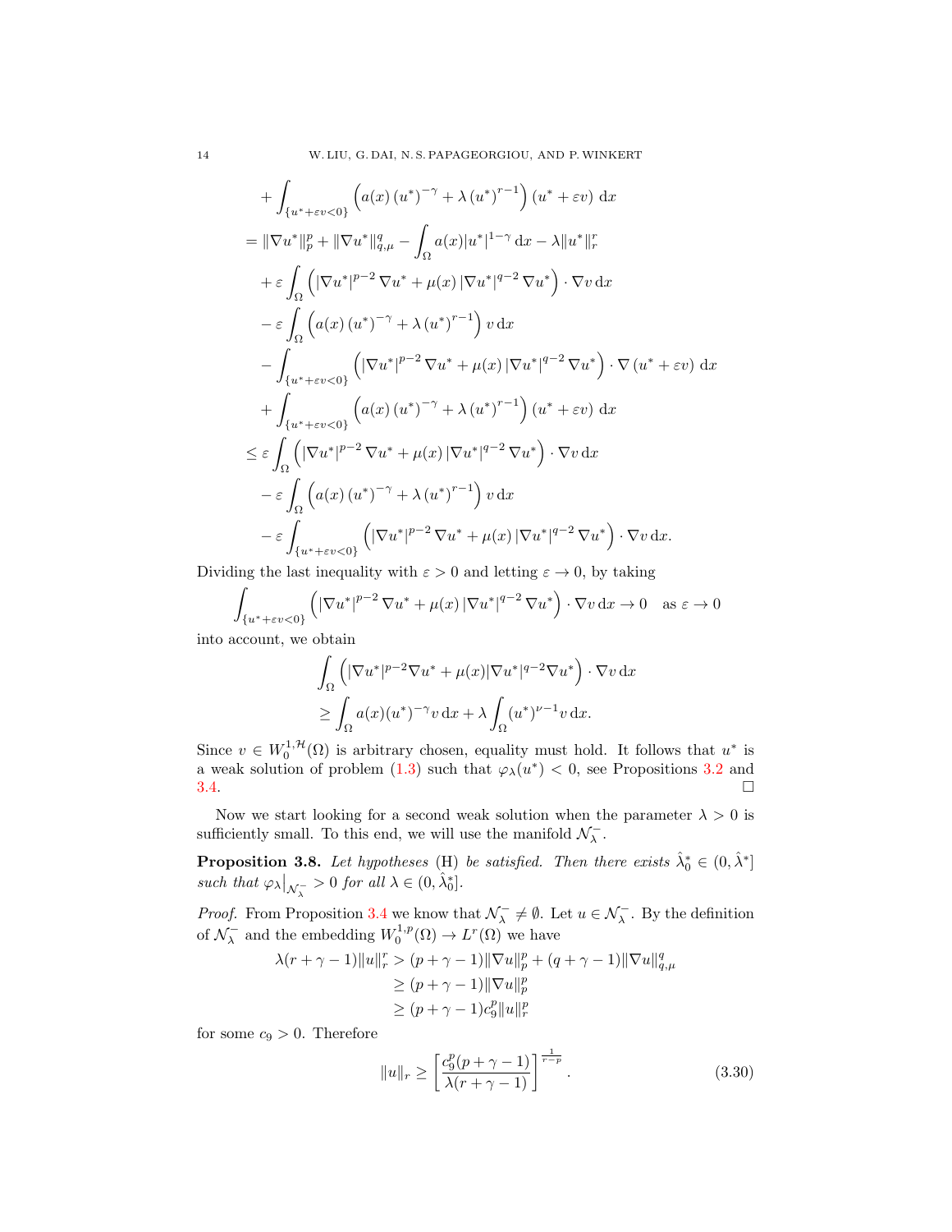$$
\begin{aligned}
&+\int_{\{u^*+\varepsilon v<0\}}\left(a(x)\left(u^*\right)^{-\gamma}+\lambda\left(u^*\right)^{r-1}\right)\left(u^*+\varepsilon v\right)\,\mathrm{d}x\\
&=\|\nabla u^*\|_p^p+\|\nabla u^*\|_{q,\mu}^q-\int_\Omega a(x)|u^*|^{1-\gamma}\,\mathrm{d}x-\lambda\|u^*\|_r^r\\
&\quad+\varepsilon\int_\Omega\left(\left|\nabla u^*\right|^{p-2}\nabla u^*+\mu(x)\left|\nabla u^*\right|^{q-2}\nabla u^*\right)\cdot\nabla v\,\mathrm{d}x\\
&\quad-\varepsilon\int_\Omega\left(a(x)\left(u^*\right)^{-\gamma}+\lambda\left(u^*\right)^{r-1}\right)v\,\mathrm{d}x\\
&\quad-\int_{\{u^*+\varepsilon v<0\}}\left(\left|\nabla u^*\right|^{p-2}\nabla u^*+\mu(x)\left|\nabla u^*\right|^{q-2}\nabla u^*\right)\cdot\nabla\left(u^*+\varepsilon v\right)\,\mathrm{d}x\\
&\quad+\int_{\{u^*+\varepsilon v<0\}}\left(a(x)\left(u^*\right)^{-\gamma}+\lambda\left(u^*\right)^{r-1}\right)\left(u^*+\varepsilon v\right)\,\mathrm{d}x\\
&\le\varepsilon\int_\Omega\left(\left|\nabla u^*\right|^{p-2}\nabla u^*+\mu(x)\left|\nabla u^*\right|^{q-2}\nabla u^*\right)\cdot\nabla v\,\mathrm{d}x\\
&\quad-\varepsilon\int_\Omega\left(a(x)\left(u^*\right)^{-\gamma}+\lambda\left(u^*\right)^{r-1}\right)v\,\mathrm{d}x\\
&\quad-\varepsilon\int_{\{u^*+\varepsilon v<0\}}\left(\left|\nabla u^*\right|^{p-2}\nabla u^*+\mu(x)\left|\nabla u^*\right|^{q-2}\nabla u^*\right)\cdot\nabla v\,\mathrm{d}x.
\end{aligned}
$$

Dividing the last inequality with $\varepsilon>0$ and letting $\varepsilon\to 0$, by taking

$$
\int_{\{u^*+\varepsilon v<0\}}\left(\left|\nabla u^*\right|^{p-2}\nabla u^*+\mu(x)\left|\nabla u^*\right|^{q-2}\nabla u^*\right)\cdot\nabla v\,\mathrm{d}x\to 0\quad\text{as }\varepsilon\to 0
$$

into account, we obtain

$$
\begin{aligned}
&\int_\Omega\left(|\nabla u^*|^{p-2}\nabla u^*+\mu(x)|\nabla u^*|^{q-2}\nabla u^*\right)\cdot\nabla v\,\mathrm{d}x\\
&\ge\int_\Omega a(x)(u^*)^{-\gamma}v\,\mathrm{d}x+\lambda\int_\Omega(u^*)^{\nu-1}v\,\mathrm{d}x.
\end{aligned}
$$

Since $v\in W_0^{1,\mathcal{H}}(\Omega)$ is arbitrary chosen, equality must hold. It follows that $u^*$ is a weak solution of problem (1.3) such that $\varphi_\lambda(u^*)<0$, see Propositions 3.2 and 3.4. $\square$

Now we start looking for a second weak solution when the parameter $\lambda>0$ is sufficiently small. To this end, we will use the manifold $\mathcal{N}_\lambda^-$.

**Proposition 3.8.** *Let hypotheses* (H) *be satisfied. Then there exists $\hat{\lambda}_0^*\in(0,\hat{\lambda}^*]$ such that $\varphi_\lambda\big|_{\mathcal{N}_\lambda^-}>0$ for all $\lambda\in(0,\hat{\lambda}_0^*]$.*

*Proof.* From Proposition 3.4 we know that $\mathcal{N}_\lambda^-\neq\emptyset$. Let $u\in\mathcal{N}_\lambda^-$. By the definition of $\mathcal{N}_\lambda^-$ and the embedding $W_0^{1,p}(\Omega)\to L^r(\Omega)$ we have

$$
\begin{aligned}
\lambda(r+\gamma-1)\|u\|_r^r&>(p+\gamma-1)\|\nabla u\|_p^p+(q+\gamma-1)\|\nabla u\|_{q,\mu}^q\\
&\ge(p+\gamma-1)\|\nabla u\|_p^p\\
&\ge(p+\gamma-1)c_9^p\|u\|_r^p
\end{aligned}
$$

for some $c_9>0$. Therefore

$$
\|u\|_r\ge\left[\frac{c_9^p(p+\gamma-1)}{\lambda(r+\gamma-1)}\right]^{\frac{1}{r-p}}. \tag{3.30}
$$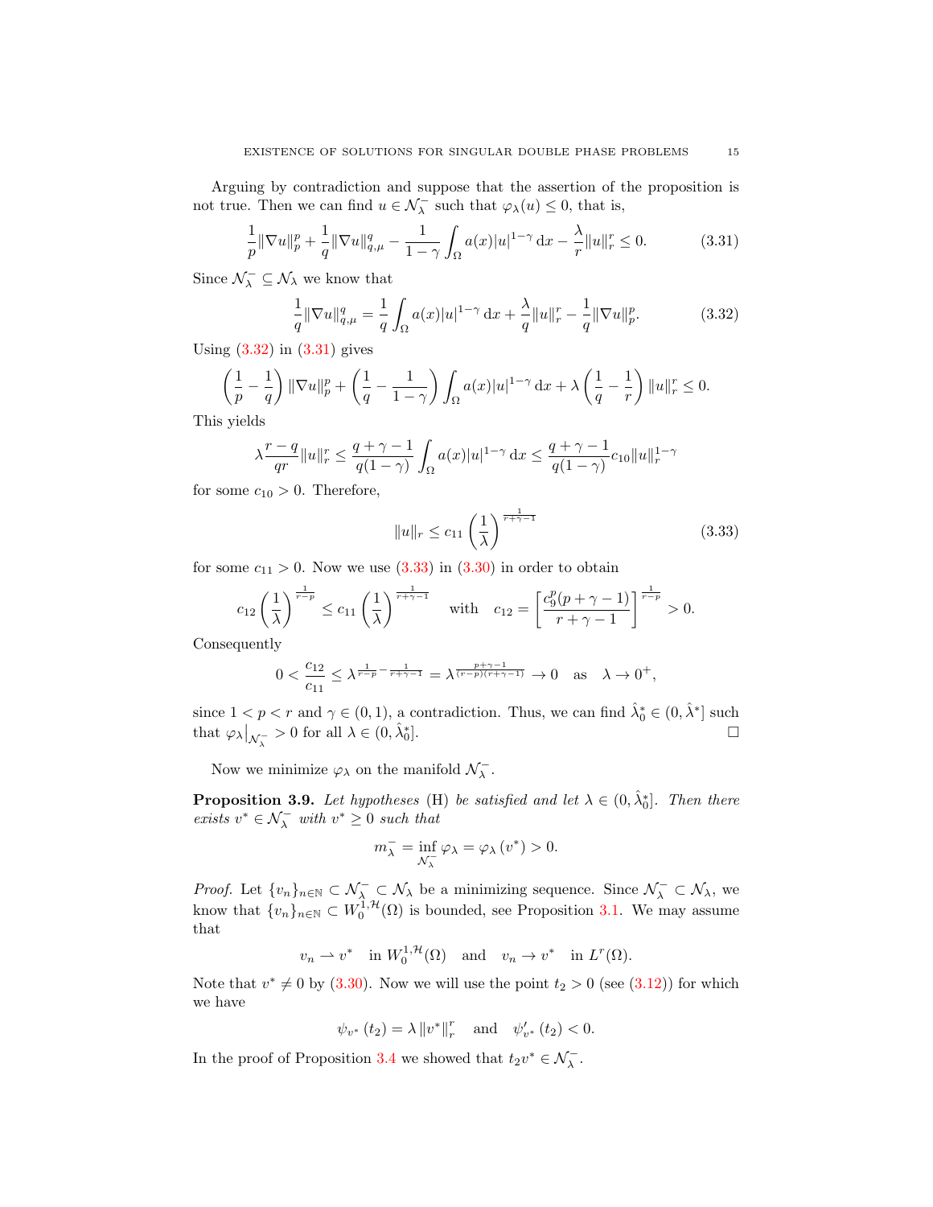Arguing by contradiction and suppose that the assertion of the proposition is not true. Then we can find $u \in \mathcal{N}_\lambda^-$ such that $\varphi_\lambda(u) \leq 0$, that is,

$$\frac{1}{p}\|\nabla u\|_p^p + \frac{1}{q}\|\nabla u\|_{q,\mu}^q - \frac{1}{1-\gamma}\int_\Omega a(x)|u|^{1-\gamma}\,\mathrm{d}x - \frac{\lambda}{r}\|u\|_r^r \leq 0. \tag{3.31}$$

Since $\mathcal{N}_\lambda^- \subseteq \mathcal{N}_\lambda$ we know that

$$\frac{1}{q}\|\nabla u\|_{q,\mu}^q = \frac{1}{q}\int_\Omega a(x)|u|^{1-\gamma}\,\mathrm{d}x + \frac{\lambda}{q}\|u\|_r^r - \frac{1}{q}\|\nabla u\|_p^p. \tag{3.32}$$

Using (3.32) in (3.31) gives

$$\left(\frac{1}{p} - \frac{1}{q}\right)\|\nabla u\|_p^p + \left(\frac{1}{q} - \frac{1}{1-\gamma}\right)\int_\Omega a(x)|u|^{1-\gamma}\,\mathrm{d}x + \lambda\left(\frac{1}{q} - \frac{1}{r}\right)\|u\|_r^r \leq 0.$$

This yields

$$\lambda\frac{r-q}{qr}\|u\|_r^r \leq \frac{q+\gamma-1}{q(1-\gamma)}\int_\Omega a(x)|u|^{1-\gamma}\,\mathrm{d}x \leq \frac{q+\gamma-1}{q(1-\gamma)}c_{10}\|u\|_r^{1-\gamma}$$

for some $c_{10} > 0$. Therefore,

$$\|u\|_r \leq c_{11}\left(\frac{1}{\lambda}\right)^{\frac{1}{r+\gamma-1}} \tag{3.33}$$

for some $c_{11} > 0$. Now we use (3.33) in (3.30) in order to obtain

$$c_{12}\left(\frac{1}{\lambda}\right)^{\frac{1}{r-p}} \leq c_{11}\left(\frac{1}{\lambda}\right)^{\frac{1}{r+\gamma-1}} \quad \text{with} \quad c_{12} = \left[\frac{c_9^p(p+\gamma-1)}{r+\gamma-1}\right]^{\frac{1}{r-p}} > 0.$$

Consequently

$$0 < \frac{c_{12}}{c_{11}} \leq \lambda^{\frac{1}{r-p} - \frac{1}{r+\gamma-1}} = \lambda^{\frac{p+\gamma-1}{(r-p)(r+\gamma-1)}} \to 0 \quad \text{as} \quad \lambda \to 0^+,$$

since $1 < p < r$ and $\gamma \in (0,1)$, a contradiction. Thus, we can find $\hat{\lambda}_0^* \in (0, \hat{\lambda}^*]$ such that $\varphi_\lambda\big|_{\mathcal{N}_\lambda^-} > 0$ for all $\lambda \in (0, \hat{\lambda}_0^*]$. □

Now we minimize $\varphi_\lambda$ on the manifold $\mathcal{N}_\lambda^-$.

**Proposition 3.9.** *Let hypotheses* (H) *be satisfied and let $\lambda \in (0, \hat{\lambda}_0^*]$. Then there exists $v^* \in \mathcal{N}_\lambda^-$ with $v^* \geq 0$ such that*

$$m_\lambda^- = \inf_{\mathcal{N}_\lambda^-} \varphi_\lambda = \varphi_\lambda(v^*) > 0.$$

*Proof.* Let $\{v_n\}_{n\in\mathbb{N}} \subset \mathcal{N}_\lambda^- \subset \mathcal{N}_\lambda$ be a minimizing sequence. Since $\mathcal{N}_\lambda^- \subset \mathcal{N}_\lambda$, we know that $\{v_n\}_{n\in\mathbb{N}} \subset W_0^{1,\mathcal{H}}(\Omega)$ is bounded, see Proposition 3.1. We may assume that

$$v_n \rightharpoonup v^* \quad \text{in } W_0^{1,\mathcal{H}}(\Omega) \quad \text{and} \quad v_n \to v^* \quad \text{in } L^r(\Omega).$$

Note that $v^* \neq 0$ by (3.30). Now we will use the point $t_2 > 0$ (see (3.12)) for which we have

$$\psi_{v^*}(t_2) = \lambda\|v^*\|_r^r \quad \text{and} \quad \psi_{v^*}'(t_2) < 0.$$

In the proof of Proposition 3.4 we showed that $t_2 v^* \in \mathcal{N}_\lambda^-$.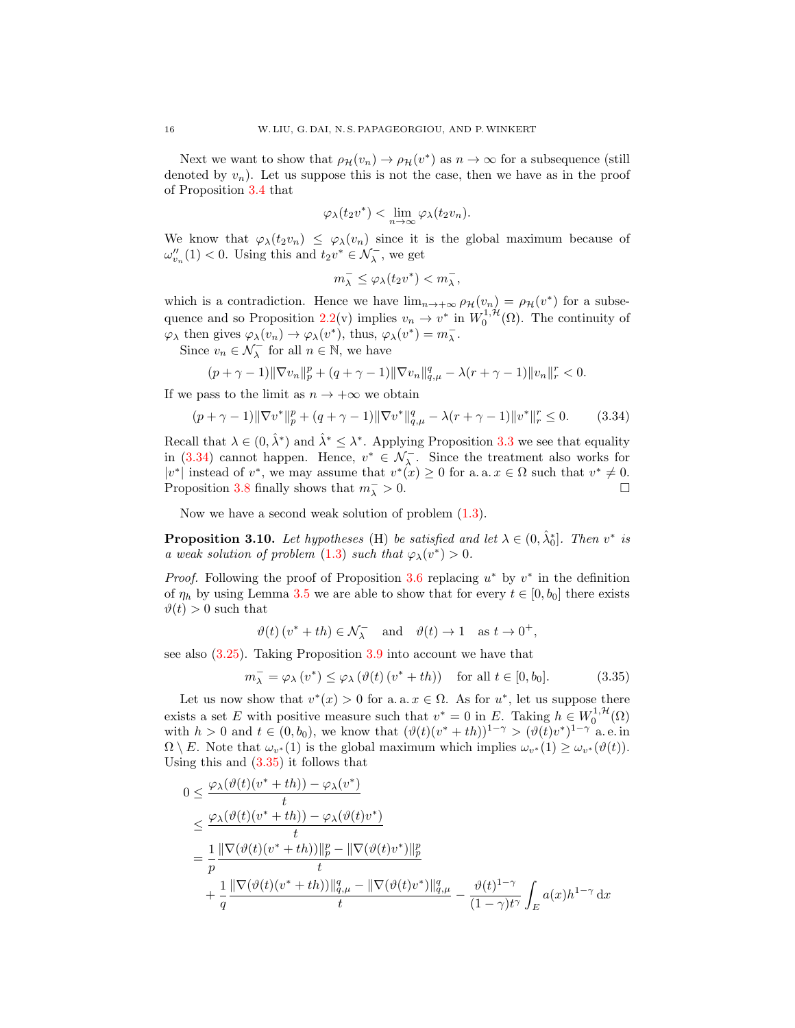Next we want to show that $\rho_{\mathcal{H}}(v_n) \to \rho_{\mathcal{H}}(v^*)$ as $n \to \infty$ for a subsequence (still denoted by $v_n$). Let us suppose this is not the case, then we have as in the proof of Proposition 3.4 that

$$\varphi_\lambda(t_2 v^*) < \lim_{n\to\infty} \varphi_\lambda(t_2 v_n).$$

We know that $\varphi_\lambda(t_2 v_n) \leq \varphi_\lambda(v_n)$ since it is the global maximum because of $\omega''_{v_n}(1) < 0$. Using this and $t_2 v^* \in \mathcal{N}_\lambda^-$, we get

$$m_\lambda^- \leq \varphi_\lambda(t_2 v^*) < m_\lambda^-,$$

which is a contradiction. Hence we have $\lim_{n\to+\infty} \rho_{\mathcal{H}}(v_n) = \rho_{\mathcal{H}}(v^*)$ for a subsequence and so Proposition 2.2(v) implies $v_n \to v^*$ in $W_0^{1,\mathcal{H}}(\Omega)$. The continuity of $\varphi_\lambda$ then gives $\varphi_\lambda(v_n) \to \varphi_\lambda(v^*)$, thus, $\varphi_\lambda(v^*) = m_\lambda^-$.

Since $v_n \in \mathcal{N}_\lambda^-$ for all $n \in \mathbb{N}$, we have

$$(p+\gamma-1)\|\nabla v_n\|_p^p + (q+\gamma-1)\|\nabla v_n\|_{q,\mu}^q - \lambda(r+\gamma-1)\|v_n\|_r^r < 0.$$

If we pass to the limit as $n \to +\infty$ we obtain

$$(p+\gamma-1)\|\nabla v^*\|_p^p + (q+\gamma-1)\|\nabla v^*\|_{q,\mu}^q - \lambda(r+\gamma-1)\|v^*\|_r^r \leq 0. \tag{3.34}$$

Recall that $\lambda \in (0, \hat{\lambda}^*)$ and $\hat{\lambda}^* \leq \lambda^*$. Applying Proposition 3.3 we see that equality in (3.34) cannot happen. Hence, $v^* \in \mathcal{N}_\lambda^-$. Since the treatment also works for $|v^*|$ instead of $v^*$, we may assume that $v^*(x) \geq 0$ for a. a. $x \in \Omega$ such that $v^* \neq 0$. Proposition 3.8 finally shows that $m_\lambda^- > 0$. $\square$

Now we have a second weak solution of problem (1.3).

**Proposition 3.10.** *Let hypotheses* (H) *be satisfied and let* $\lambda \in (0, \hat{\lambda}_0^*]$. *Then* $v^*$ *is a weak solution of problem* (1.3) *such that* $\varphi_\lambda(v^*) > 0$.

*Proof.* Following the proof of Proposition 3.6 replacing $u^*$ by $v^*$ in the definition of $\eta_h$ by using Lemma 3.5 we are able to show that for every $t \in [0, b_0]$ there exists $\vartheta(t) > 0$ such that

$$\vartheta(t)\,(v^* + th) \in \mathcal{N}_\lambda^- \quad \text{and} \quad \vartheta(t) \to 1 \quad \text{as } t \to 0^+,$$

see also (3.25). Taking Proposition 3.9 into account we have that

$$m_\lambda^- = \varphi_\lambda(v^*) \leq \varphi_\lambda(\vartheta(t)\,(v^* + th)) \quad \text{for all } t \in [0, b_0]. \tag{3.35}$$

Let us now show that $v^*(x) > 0$ for a. a. $x \in \Omega$. As for $u^*$, let us suppose there exists a set $E$ with positive measure such that $v^* = 0$ in $E$. Taking $h \in W_0^{1,\mathcal{H}}(\Omega)$ with $h > 0$ and $t \in (0, b_0)$, we know that $(\vartheta(t)(v^* + th))^{1-\gamma} > (\vartheta(t)v^*)^{1-\gamma}$ a. e. in $\Omega \setminus E$. Note that $\omega_{v^*}(1)$ is the global maximum which implies $\omega_{v^*}(1) \geq \omega_{v^*}(\vartheta(t))$. Using this and (3.35) it follows that

$$\begin{aligned}
0 &\leq \frac{\varphi_\lambda(\vartheta(t)(v^* + th)) - \varphi_\lambda(v^*)}{t} \\
&\leq \frac{\varphi_\lambda(\vartheta(t)(v^* + th)) - \varphi_\lambda(\vartheta(t)v^*)}{t} \\
&= \frac{1}{p}\frac{\|\nabla(\vartheta(t)(v^* + th))\|_p^p - \|\nabla(\vartheta(t)v^*)\|_p^p}{t} \\
&\quad + \frac{1}{q}\frac{\|\nabla(\vartheta(t)(v^* + th))\|_{q,\mu}^q - \|\nabla(\vartheta(t)v^*)\|_{q,\mu}^q}{t} - \frac{\vartheta(t)^{1-\gamma}}{(1-\gamma)t^\gamma}\int_E a(x)h^{1-\gamma}\,\mathrm{d}x
\end{aligned}$$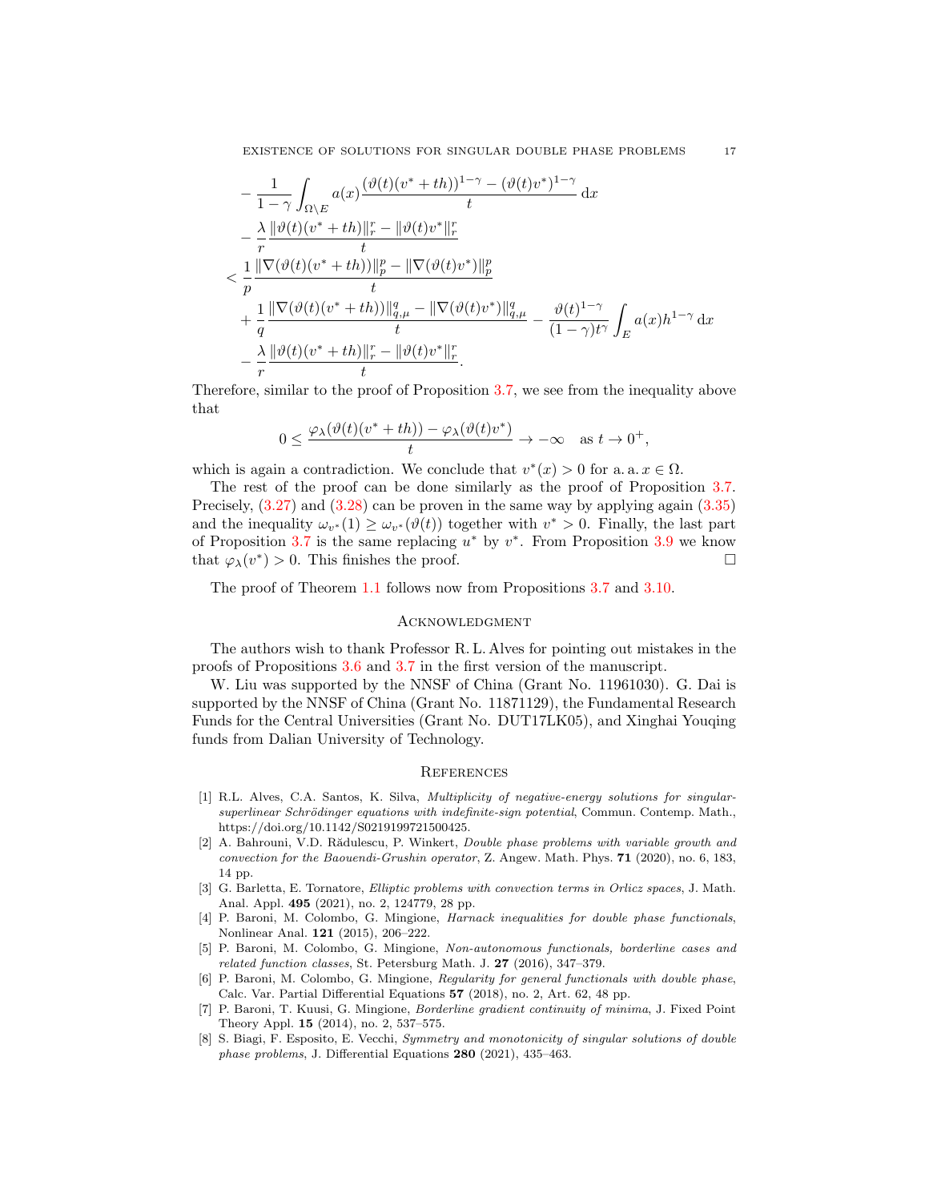$$
\begin{aligned}
&-\frac{1}{1-\gamma}\int_{\Omega\setminus E} a(x)\frac{(\vartheta(t)(v^*+th))^{1-\gamma}-(\vartheta(t)v^*)^{1-\gamma}}{t}\,\mathrm{d}x\\
&-\frac{\lambda}{r}\frac{\|\vartheta(t)(v^*+th)\|_r^r-\|\vartheta(t)v^*\|_r^r}{t}\\
<\ &\frac{1}{p}\frac{\|\nabla(\vartheta(t)(v^*+th))\|_p^p-\|\nabla(\vartheta(t)v^*)\|_p^p}{t}\\
&+\frac{1}{q}\frac{\|\nabla(\vartheta(t)(v^*+th))\|_{q,\mu}^q-\|\nabla(\vartheta(t)v^*)\|_{q,\mu}^q}{t}-\frac{\vartheta(t)^{1-\gamma}}{(1-\gamma)t^\gamma}\int_E a(x)h^{1-\gamma}\,\mathrm{d}x\\
&-\frac{\lambda}{r}\frac{\|\vartheta(t)(v^*+th)\|_r^r-\|\vartheta(t)v^*\|_r^r}{t}.
\end{aligned}
$$

Therefore, similar to the proof of Proposition 3.7, we see from the inequality above that

$$
0\le \frac{\varphi_\lambda(\vartheta(t)(v^*+th))-\varphi_\lambda(\vartheta(t)v^*)}{t}\to-\infty \quad \text{as } t\to 0^+,
$$

which is again a contradiction. We conclude that $v^*(x)>0$ for a. a. $x\in\Omega$.

The rest of the proof can be done similarly as the proof of Proposition 3.7. Precisely, (3.27) and (3.28) can be proven in the same way by applying again (3.35) and the inequality $\omega_{v^*}(1)\ge\omega_{v^*}(\vartheta(t))$ together with $v^*>0$. Finally, the last part of Proposition 3.7 is the same replacing $u^*$ by $v^*$. From Proposition 3.9 we know that $\varphi_\lambda(v^*)>0$. This finishes the proof. $\square$

The proof of Theorem 1.1 follows now from Propositions 3.7 and 3.10.

## Acknowledgment

The authors wish to thank Professor R. L. Alves for pointing out mistakes in the proofs of Propositions 3.6 and 3.7 in the first version of the manuscript.

W. Liu was supported by the NNSF of China (Grant No. 11961030). G. Dai is supported by the NNSF of China (Grant No. 11871129), the Fundamental Research Funds for the Central Universities (Grant No. DUT17LK05), and Xinghai Youqing funds from Dalian University of Technology.

## References

[1] R.L. Alves, C.A. Santos, K. Silva, *Multiplicity of negative-energy solutions for singular-superlinear Schrödinger equations with indefinite-sign potential*, Commun. Contemp. Math., https://doi.org/10.1142/S0219199721500425.

[2] A. Bahrouni, V.D. Rădulescu, P. Winkert, *Double phase problems with variable growth and convection for the Baouendi-Grushin operator*, Z. Angew. Math. Phys. **71** (2020), no. 6, 183, 14 pp.

[3] G. Barletta, E. Tornatore, *Elliptic problems with convection terms in Orlicz spaces*, J. Math. Anal. Appl. **495** (2021), no. 2, 124779, 28 pp.

[4] P. Baroni, M. Colombo, G. Mingione, *Harnack inequalities for double phase functionals*, Nonlinear Anal. **121** (2015), 206–222.

[5] P. Baroni, M. Colombo, G. Mingione, *Non-autonomous functionals, borderline cases and related function classes*, St. Petersburg Math. J. **27** (2016), 347–379.

[6] P. Baroni, M. Colombo, G. Mingione, *Regularity for general functionals with double phase*, Calc. Var. Partial Differential Equations **57** (2018), no. 2, Art. 62, 48 pp.

[7] P. Baroni, T. Kuusi, G. Mingione, *Borderline gradient continuity of minima*, J. Fixed Point Theory Appl. **15** (2014), no. 2, 537–575.

[8] S. Biagi, F. Esposito, E. Vecchi, *Symmetry and monotonicity of singular solutions of double phase problems*, J. Differential Equations **280** (2021), 435–463.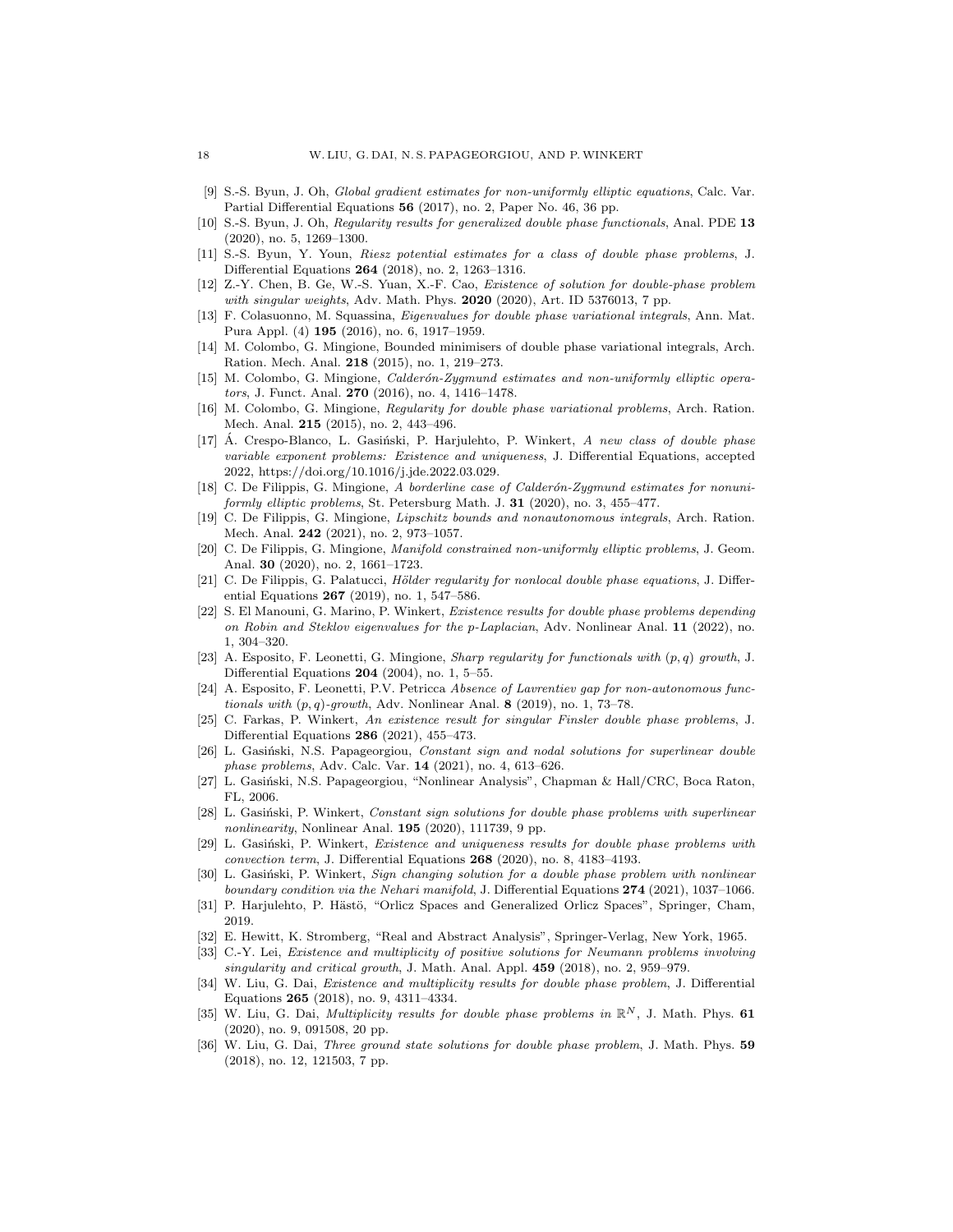[9] S.-S. Byun, J. Oh, *Global gradient estimates for non-uniformly elliptic equations*, Calc. Var. Partial Differential Equations **56** (2017), no. 2, Paper No. 46, 36 pp.

[10] S.-S. Byun, J. Oh, *Regularity results for generalized double phase functionals*, Anal. PDE **13** (2020), no. 5, 1269–1300.

[11] S.-S. Byun, Y. Youn, *Riesz potential estimates for a class of double phase problems*, J. Differential Equations **264** (2018), no. 2, 1263–1316.

[12] Z.-Y. Chen, B. Ge, W.-S. Yuan, X.-F. Cao, *Existence of solution for double-phase problem with singular weights*, Adv. Math. Phys. **2020** (2020), Art. ID 5376013, 7 pp.

[13] F. Colasuonno, M. Squassina, *Eigenvalues for double phase variational integrals*, Ann. Mat. Pura Appl. (4) **195** (2016), no. 6, 1917–1959.

[14] M. Colombo, G. Mingione, Bounded minimisers of double phase variational integrals, Arch. Ration. Mech. Anal. **218** (2015), no. 1, 219–273.

[15] M. Colombo, G. Mingione, *Calderón-Zygmund estimates and non-uniformly elliptic operators*, J. Funct. Anal. **270** (2016), no. 4, 1416–1478.

[16] M. Colombo, G. Mingione, *Regularity for double phase variational problems*, Arch. Ration. Mech. Anal. **215** (2015), no. 2, 443–496.

[17] Á. Crespo-Blanco, L. Gasiński, P. Harjulehto, P. Winkert, *A new class of double phase variable exponent problems: Existence and uniqueness*, J. Differential Equations, accepted 2022, https://doi.org/10.1016/j.jde.2022.03.029.

[18] C. De Filippis, G. Mingione, *A borderline case of Calderón-Zygmund estimates for nonuniformly elliptic problems*, St. Petersburg Math. J. **31** (2020), no. 3, 455–477.

[19] C. De Filippis, G. Mingione, *Lipschitz bounds and nonautonomous integrals*, Arch. Ration. Mech. Anal. **242** (2021), no. 2, 973–1057.

[20] C. De Filippis, G. Mingione, *Manifold constrained non-uniformly elliptic problems*, J. Geom. Anal. **30** (2020), no. 2, 1661–1723.

[21] C. De Filippis, G. Palatucci, *Hölder regularity for nonlocal double phase equations*, J. Differential Equations **267** (2019), no. 1, 547–586.

[22] S. El Manouni, G. Marino, P. Winkert, *Existence results for double phase problems depending on Robin and Steklov eigenvalues for the p-Laplacian*, Adv. Nonlinear Anal. **11** (2022), no. 1, 304–320.

[23] A. Esposito, F. Leonetti, G. Mingione, *Sharp regularity for functionals with $(p,q)$ growth*, J. Differential Equations **204** (2004), no. 1, 5–55.

[24] A. Esposito, F. Leonetti, P.V. Petricca *Absence of Lavrentiev gap for non-autonomous functionals with $(p,q)$-growth*, Adv. Nonlinear Anal. **8** (2019), no. 1, 73–78.

[25] C. Farkas, P. Winkert, *An existence result for singular Finsler double phase problems*, J. Differential Equations **286** (2021), 455–473.

[26] L. Gasiński, N.S. Papageorgiou, *Constant sign and nodal solutions for superlinear double phase problems*, Adv. Calc. Var. **14** (2021), no. 4, 613–626.

[27] L. Gasiński, N.S. Papageorgiou, "Nonlinear Analysis", Chapman & Hall/CRC, Boca Raton, FL, 2006.

[28] L. Gasiński, P. Winkert, *Constant sign solutions for double phase problems with superlinear nonlinearity*, Nonlinear Anal. **195** (2020), 111739, 9 pp.

[29] L. Gasiński, P. Winkert, *Existence and uniqueness results for double phase problems with convection term*, J. Differential Equations **268** (2020), no. 8, 4183–4193.

[30] L. Gasiński, P. Winkert, *Sign changing solution for a double phase problem with nonlinear boundary condition via the Nehari manifold*, J. Differential Equations **274** (2021), 1037–1066.

[31] P. Harjulehto, P. Hästö, "Orlicz Spaces and Generalized Orlicz Spaces", Springer, Cham, 2019.

[32] E. Hewitt, K. Stromberg, "Real and Abstract Analysis", Springer-Verlag, New York, 1965.

[33] C.-Y. Lei, *Existence and multiplicity of positive solutions for Neumann problems involving singularity and critical growth*, J. Math. Anal. Appl. **459** (2018), no. 2, 959–979.

[34] W. Liu, G. Dai, *Existence and multiplicity results for double phase problem*, J. Differential Equations **265** (2018), no. 9, 4311–4334.

[35] W. Liu, G. Dai, *Multiplicity results for double phase problems in $\mathbb{R}^N$*, J. Math. Phys. **61** (2020), no. 9, 091508, 20 pp.

[36] W. Liu, G. Dai, *Three ground state solutions for double phase problem*, J. Math. Phys. **59** (2018), no. 12, 121503, 7 pp.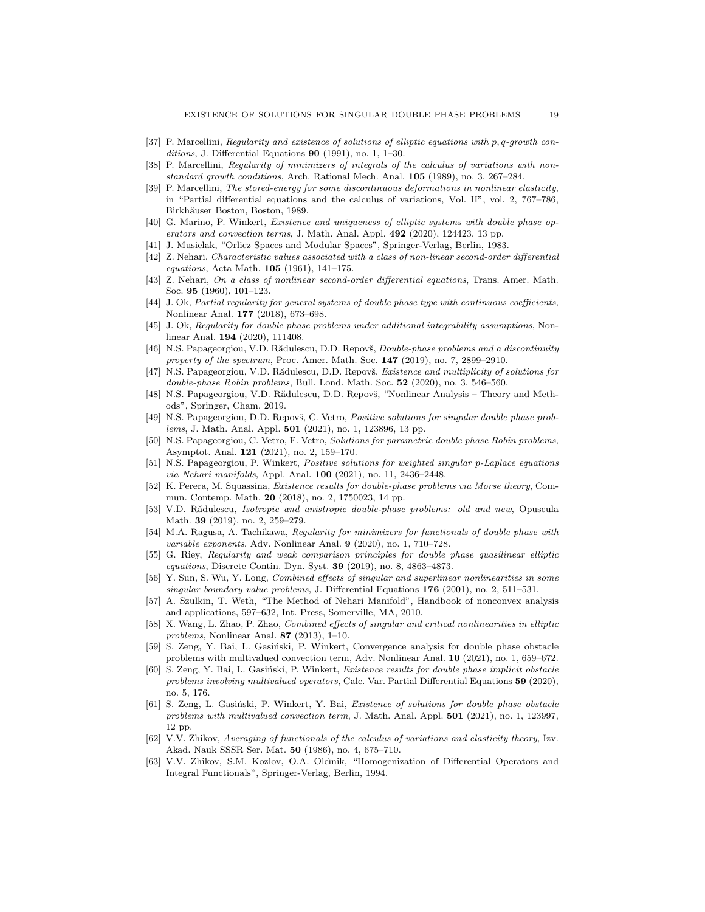[37] P. Marcellini, *Regularity and existence of solutions of elliptic equations with $p,q$-growth conditions*, J. Differential Equations **90** (1991), no. 1, 1–30.

[38] P. Marcellini, *Regularity of minimizers of integrals of the calculus of variations with nonstandard growth conditions*, Arch. Rational Mech. Anal. **105** (1989), no. 3, 267–284.

[39] P. Marcellini, *The stored-energy for some discontinuous deformations in nonlinear elasticity*, in "Partial differential equations and the calculus of variations, Vol. II", vol. 2, 767–786, Birkhäuser Boston, Boston, 1989.

[40] G. Marino, P. Winkert, *Existence and uniqueness of elliptic systems with double phase operators and convection terms*, J. Math. Anal. Appl. **492** (2020), 124423, 13 pp.

[41] J. Musielak, "Orlicz Spaces and Modular Spaces", Springer-Verlag, Berlin, 1983.

[42] Z. Nehari, *Characteristic values associated with a class of non-linear second-order differential equations*, Acta Math. **105** (1961), 141–175.

[43] Z. Nehari, *On a class of nonlinear second-order differential equations*, Trans. Amer. Math. Soc. **95** (1960), 101–123.

[44] J. Ok, *Partial regularity for general systems of double phase type with continuous coefficients*, Nonlinear Anal. **177** (2018), 673–698.

[45] J. Ok, *Regularity for double phase problems under additional integrability assumptions*, Nonlinear Anal. **194** (2020), 111408.

[46] N.S. Papageorgiou, V.D. Rădulescu, D.D. Repovš, *Double-phase problems and a discontinuity property of the spectrum*, Proc. Amer. Math. Soc. **147** (2019), no. 7, 2899–2910.

[47] N.S. Papageorgiou, V.D. Rădulescu, D.D. Repovš, *Existence and multiplicity of solutions for double-phase Robin problems*, Bull. Lond. Math. Soc. **52** (2020), no. 3, 546–560.

[48] N.S. Papageorgiou, V.D. Rădulescu, D.D. Repovš, "Nonlinear Analysis – Theory and Methods", Springer, Cham, 2019.

[49] N.S. Papageorgiou, D.D. Repovš, C. Vetro, *Positive solutions for singular double phase problems*, J. Math. Anal. Appl. **501** (2021), no. 1, 123896, 13 pp.

[50] N.S. Papageorgiou, C. Vetro, F. Vetro, *Solutions for parametric double phase Robin problems*, Asymptot. Anal. **121** (2021), no. 2, 159–170.

[51] N.S. Papageorgiou, P. Winkert, *Positive solutions for weighted singular p-Laplace equations via Nehari manifolds*, Appl. Anal. **100** (2021), no. 11, 2436–2448.

[52] K. Perera, M. Squassina, *Existence results for double-phase problems via Morse theory*, Commun. Contemp. Math. **20** (2018), no. 2, 1750023, 14 pp.

[53] V.D. Rădulescu, *Isotropic and anistropic double-phase problems: old and new*, Opuscula Math. **39** (2019), no. 2, 259–279.

[54] M.A. Ragusa, A. Tachikawa, *Regularity for minimizers for functionals of double phase with variable exponents*, Adv. Nonlinear Anal. **9** (2020), no. 1, 710–728.

[55] G. Riey, *Regularity and weak comparison principles for double phase quasilinear elliptic equations*, Discrete Contin. Dyn. Syst. **39** (2019), no. 8, 4863–4873.

[56] Y. Sun, S. Wu, Y. Long, *Combined effects of singular and superlinear nonlinearities in some singular boundary value problems*, J. Differential Equations **176** (2001), no. 2, 511–531.

[57] A. Szulkin, T. Weth, "The Method of Nehari Manifold", Handbook of nonconvex analysis and applications, 597–632, Int. Press, Somerville, MA, 2010.

[58] X. Wang, L. Zhao, P. Zhao, *Combined effects of singular and critical nonlinearities in elliptic problems*, Nonlinear Anal. **87** (2013), 1–10.

[59] S. Zeng, Y. Bai, L. Gasiński, P. Winkert, Convergence analysis for double phase obstacle problems with multivalued convection term, Adv. Nonlinear Anal. **10** (2021), no. 1, 659–672.

[60] S. Zeng, Y. Bai, L. Gasiński, P. Winkert, *Existence results for double phase implicit obstacle problems involving multivalued operators*, Calc. Var. Partial Differential Equations **59** (2020), no. 5, 176.

[61] S. Zeng, L. Gasiński, P. Winkert, Y. Bai, *Existence of solutions for double phase obstacle problems with multivalued convection term*, J. Math. Anal. Appl. **501** (2021), no. 1, 123997, 12 pp.

[62] V.V. Zhikov, *Averaging of functionals of the calculus of variations and elasticity theory*, Izv. Akad. Nauk SSSR Ser. Mat. **50** (1986), no. 4, 675–710.

[63] V.V. Zhikov, S.M. Kozlov, O.A. Oleĭnik, "Homogenization of Differential Operators and Integral Functionals", Springer-Verlag, Berlin, 1994.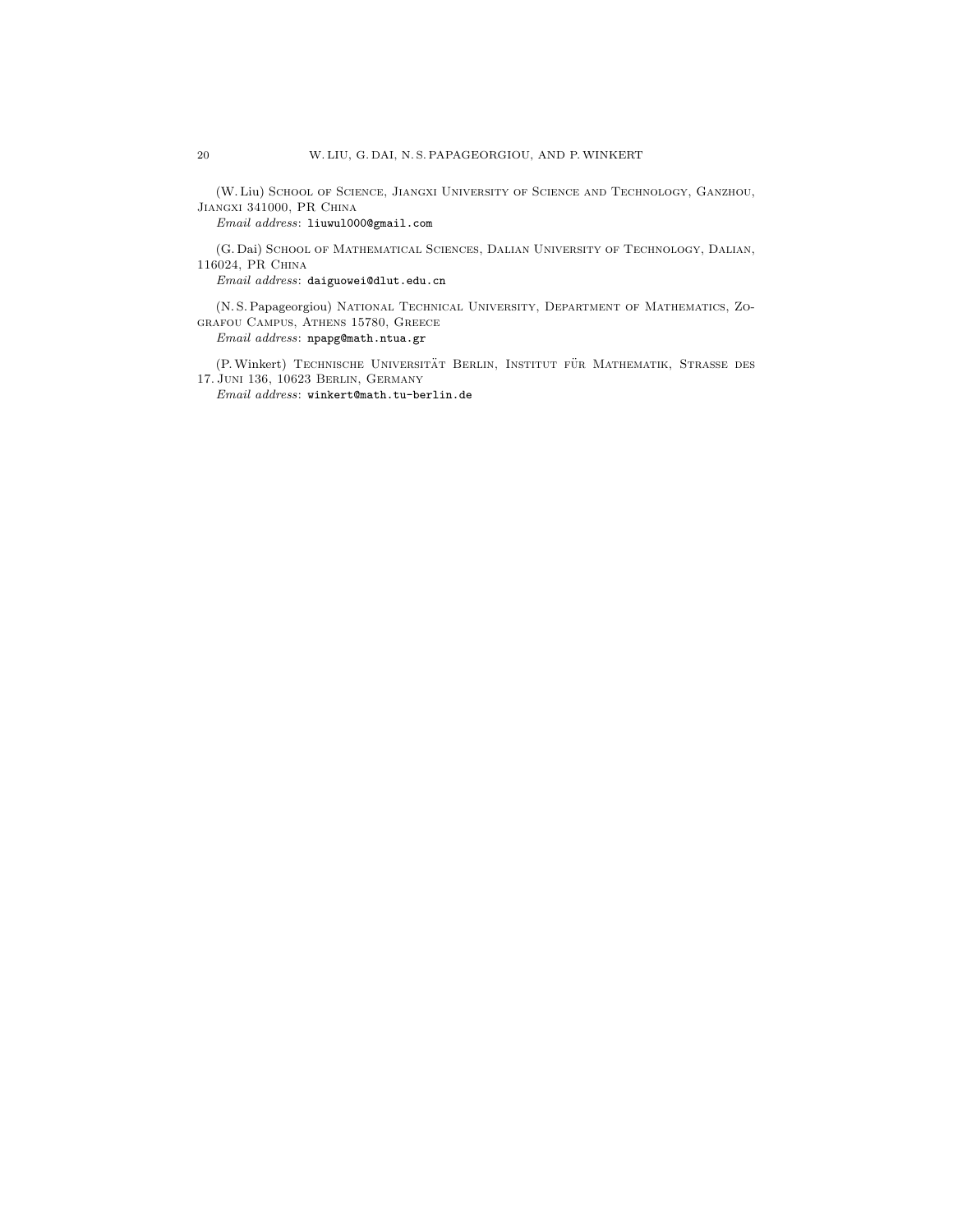(W. Liu) School of Science, Jiangxi University of Science and Technology, Ganzhou, Jiangxi 341000, PR China

*Email address*: liuwul000@gmail.com

(G. Dai) School of Mathematical Sciences, Dalian University of Technology, Dalian, 116024, PR China

*Email address*: daiguowei@dlut.edu.cn

(N. S. Papageorgiou) National Technical University, Department of Mathematics, Zografou Campus, Athens 15780, Greece

*Email address*: npapg@math.ntua.gr

(P. Winkert) Technische Universität Berlin, Institut für Mathematik, Strasse des 17. Juni 136, 10623 Berlin, Germany

*Email address*: winkert@math.tu-berlin.de